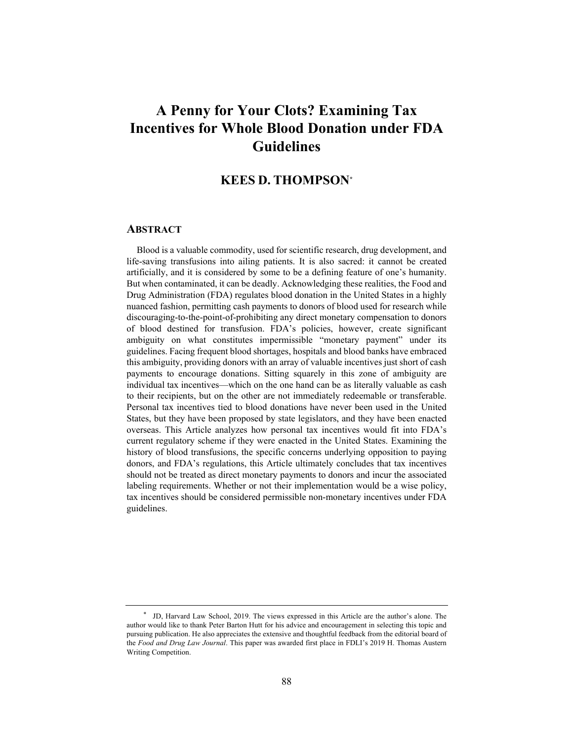# A Penny for Your Clots? Examining Tax Incentives for Whole Blood Donation under FDA Guidelines

## KEES D. THOMPSON*

## ABSTRACT

Blood is a valuable commodity, used for scientific research, drug development, and life-saving transfusions into ailing patients. It is also sacred: it cannot be created artificially, and it is considered by some to be a defining feature of one's humanity. But when contaminated, it can be deadly. Acknowledging these realities, the Food and Drug Administration (FDA) regulates blood donation in the United States in a highly nuanced fashion, permitting cash payments to donors of blood used for research while discouraging-to-the-point-of-prohibiting any direct monetary compensation to donors of blood destined for transfusion. FDA's policies, however, create significant ambiguity on what constitutes impermissible "monetary payment" under its guidelines. Facing frequent blood shortages, hospitals and blood banks have embraced this ambiguity, providing donors with an array of valuable incentives just short of cash payments to encourage donations. Sitting squarely in this zone of ambiguity are individual tax incentives—which on the one hand can be as literally valuable as cash to their recipients, but on the other are not immediately redeemable or transferable. Personal tax incentives tied to blood donations have never been used in the United States, but they have been proposed by state legislators, and they have been enacted overseas. This Article analyzes how personal tax incentives would fit into FDA's current regulatory scheme if they were enacted in the United States. Examining the history of blood transfusions, the specific concerns underlying opposition to paying donors, and FDA's regulations, this Article ultimately concludes that tax incentives should not be treated as direct monetary payments to donors and incur the associated labeling requirements. Whether or not their implementation would be a wise policy, tax incentives should be considered permissible non-monetary incentives under FDA guidelines.

---

\* JD, Harvard Law School, 2019. The views expressed in this Article are the author's alone. The author would like to thank Peter Barton Hutt for his advice and encouragement in selecting this topic and pursuing publication. He also appreciates the extensive and thoughtful feedback from the editorial board of the *Food and Drug Law Journal*. This paper was awarded first place in FDLI's 2019 H. Thomas Austern Writing Competition.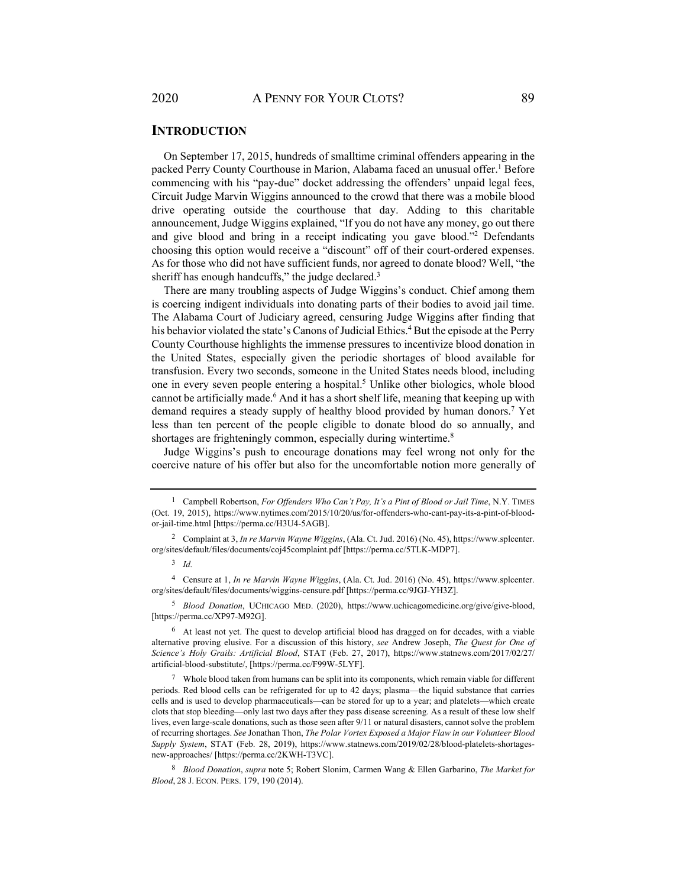## INTRODUCTION

On September 17, 2015, hundreds of smalltime criminal offenders appearing in the packed Perry County Courthouse in Marion, Alabama faced an unusual offer.[1] Before commencing with his "pay-due" docket addressing the offenders' unpaid legal fees, Circuit Judge Marvin Wiggins announced to the crowd that there was a mobile blood drive operating outside the courthouse that day. Adding to this charitable announcement, Judge Wiggins explained, "If you do not have any money, go out there and give blood and bring in a receipt indicating you gave blood."[2] Defendants choosing this option would receive a "discount" off of their court-ordered expenses. As for those who did not have sufficient funds, nor agreed to donate blood? Well, "the sheriff has enough handcuffs," the judge declared.[3]

There are many troubling aspects of Judge Wiggins's conduct. Chief among them is coercing indigent individuals into donating parts of their bodies to avoid jail time. The Alabama Court of Judiciary agreed, censuring Judge Wiggins after finding that his behavior violated the state's Canons of Judicial Ethics.[4] But the episode at the Perry County Courthouse highlights the immense pressures to incentivize blood donation in the United States, especially given the periodic shortages of blood available for transfusion. Every two seconds, someone in the United States needs blood, including one in every seven people entering a hospital.[5] Unlike other biologics, whole blood cannot be artificially made.[6] And it has a short shelf life, meaning that keeping up with demand requires a steady supply of healthy blood provided by human donors.[7] Yet less than ten percent of the people eligible to donate blood do so annually, and shortages are frighteningly common, especially during wintertime.[8]

Judge Wiggins's push to encourage donations may feel wrong not only for the coercive nature of his offer but also for the uncomfortable notion more generally of

---

[1] Campbell Robertson, *For Offenders Who Can't Pay, It's a Pint of Blood or Jail Time*, N.Y. TIMES (Oct. 19, 2015), https://www.nytimes.com/2015/10/20/us/for-offenders-who-cant-pay-its-a-pint-of-blood-or-jail-time.html [https://perma.cc/H3U4-5AGB].

[2] Complaint at 3, *In re Marvin Wayne Wiggins*, (Ala. Ct. Jud. 2016) (No. 45), https://www.splcenter.org/sites/default/files/documents/coj45complaint.pdf [https://perma.cc/5TLK-MDP7].

[3] *Id.*

[4] Censure at 1, *In re Marvin Wayne Wiggins*, (Ala. Ct. Jud. 2016) (No. 45), https://www.splcenter.org/sites/default/files/documents/wiggins-censure.pdf [https://perma.cc/9JGJ-YH3Z].

[5] *Blood Donation*, UCHICAGO MED. (2020), https://www.uchicagomedicine.org/give/give-blood, [https://perma.cc/XP97-M92G].

[6] At least not yet. The quest to develop artificial blood has dragged on for decades, with a viable alternative proving elusive. For a discussion of this history, *see* Andrew Joseph, *The Quest for One of Science's Holy Grails: Artificial Blood*, STAT (Feb. 27, 2017), https://www.statnews.com/2017/02/27/artificial-blood-substitute/, [https://perma.cc/F99W-5LYF].

[7] Whole blood taken from humans can be split into its components, which remain viable for different periods. Red blood cells can be refrigerated for up to 42 days; plasma—the liquid substance that carries cells and is used to develop pharmaceuticals—can be stored for up to a year; and platelets—which create clots that stop bleeding—only last two days after they pass disease screening. As a result of these low shelf lives, even large-scale donations, such as those seen after 9/11 or natural disasters, cannot solve the problem of recurring shortages. *See* Jonathan Thon, *The Polar Vortex Exposed a Major Flaw in our Volunteer Blood Supply System*, STAT (Feb. 28, 2019), https://www.statnews.com/2019/02/28/blood-platelets-shortages-new-approaches/ [https://perma.cc/2KWH-T3VC].

[8] *Blood Donation*, *supra* note 5; Robert Slonim, Carmen Wang & Ellen Garbarino, *The Market for Blood*, 28 J. ECON. PERS. 179, 190 (2014).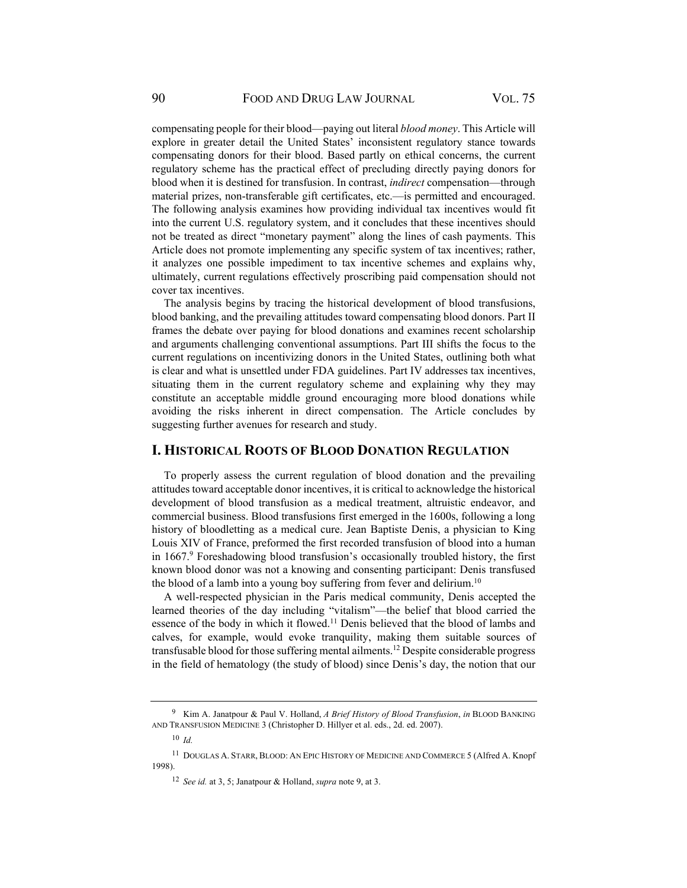compensating people for their blood—paying out literal *blood money*. This Article will explore in greater detail the United States' inconsistent regulatory stance towards compensating donors for their blood. Based partly on ethical concerns, the current regulatory scheme has the practical effect of precluding directly paying donors for blood when it is destined for transfusion. In contrast, *indirect* compensation—through material prizes, non-transferable gift certificates, etc.—is permitted and encouraged. The following analysis examines how providing individual tax incentives would fit into the current U.S. regulatory system, and it concludes that these incentives should not be treated as direct "monetary payment" along the lines of cash payments. This Article does not promote implementing any specific system of tax incentives; rather, it analyzes one possible impediment to tax incentive schemes and explains why, ultimately, current regulations effectively proscribing paid compensation should not cover tax incentives.

The analysis begins by tracing the historical development of blood transfusions, blood banking, and the prevailing attitudes toward compensating blood donors. Part II frames the debate over paying for blood donations and examines recent scholarship and arguments challenging conventional assumptions. Part III shifts the focus to the current regulations on incentivizing donors in the United States, outlining both what is clear and what is unsettled under FDA guidelines. Part IV addresses tax incentives, situating them in the current regulatory scheme and explaining why they may constitute an acceptable middle ground encouraging more blood donations while avoiding the risks inherent in direct compensation. The Article concludes by suggesting further avenues for research and study.

## I. Historical Roots of Blood Donation Regulation

To properly assess the current regulation of blood donation and the prevailing attitudes toward acceptable donor incentives, it is critical to acknowledge the historical development of blood transfusion as a medical treatment, altruistic endeavor, and commercial business. Blood transfusions first emerged in the 1600s, following a long history of bloodletting as a medical cure. Jean Baptiste Denis, a physician to King Louis XIV of France, preformed the first recorded transfusion of blood into a human in 1667.[9] Foreshadowing blood transfusion's occasionally troubled history, the first known blood donor was not a knowing and consenting participant: Denis transfused the blood of a lamb into a young boy suffering from fever and delirium.[10]

A well-respected physician in the Paris medical community, Denis accepted the learned theories of the day including "vitalism"—the belief that blood carried the essence of the body in which it flowed.[11] Denis believed that the blood of lambs and calves, for example, would evoke tranquility, making them suitable sources of transfusable blood for those suffering mental ailments.[12] Despite considerable progress in the field of hematology (the study of blood) since Denis's day, the notion that our

---

[9] Kim A. Janatpour & Paul V. Holland, *A Brief History of Blood Transfusion*, *in* Blood Banking and Transfusion Medicine 3 (Christopher D. Hillyer et al. eds., 2d. ed. 2007).

[10] *Id.*

[11] Douglas A. Starr, Blood: An Epic History of Medicine and Commerce 5 (Alfred A. Knopf 1998).

[12] *See id.* at 3, 5; Janatpour & Holland, *supra* note 9, at 3.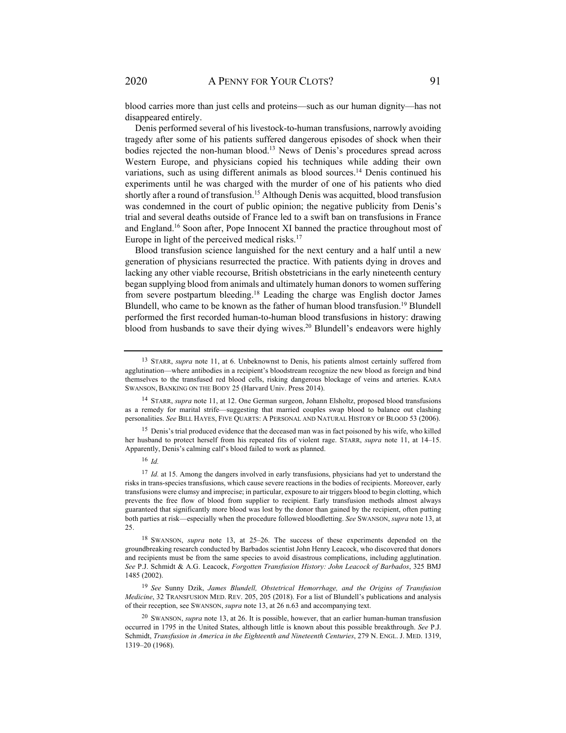blood carries more than just cells and proteins—such as our human dignity—has not disappeared entirely.

Denis performed several of his livestock-to-human transfusions, narrowly avoiding tragedy after some of his patients suffered dangerous episodes of shock when their bodies rejected the non-human blood.[13] News of Denis's procedures spread across Western Europe, and physicians copied his techniques while adding their own variations, such as using different animals as blood sources.[14] Denis continued his experiments until he was charged with the murder of one of his patients who died shortly after a round of transfusion.[15] Although Denis was acquitted, blood transfusion was condemned in the court of public opinion; the negative publicity from Denis's trial and several deaths outside of France led to a swift ban on transfusions in France and England.[16] Soon after, Pope Innocent XI banned the practice throughout most of Europe in light of the perceived medical risks.[17]

Blood transfusion science languished for the next century and a half until a new generation of physicians resurrected the practice. With patients dying in droves and lacking any other viable recourse, British obstetricians in the early nineteenth century began supplying blood from animals and ultimately human donors to women suffering from severe postpartum bleeding.[18] Leading the charge was English doctor James Blundell, who came to be known as the father of human blood transfusion.[19] Blundell performed the first recorded human-to-human blood transfusions in history: drawing blood from husbands to save their dying wives.[20] Blundell's endeavors were highly

---

[13] STARR, *supra* note 11, at 6. Unbeknownst to Denis, his patients almost certainly suffered from agglutination—where antibodies in a recipient's bloodstream recognize the new blood as foreign and bind themselves to the transfused red blood cells, risking dangerous blockage of veins and arteries. KARA SWANSON, BANKING ON THE BODY 25 (Harvard Univ. Press 2014).

[14] STARR, *supra* note 11, at 12. One German surgeon, Johann Elsholtz, proposed blood transfusions as a remedy for marital strife—suggesting that married couples swap blood to balance out clashing personalities. *See* BILL HAYES, FIVE QUARTS: A PERSONAL AND NATURAL HISTORY OF BLOOD 53 (2006).

[15] Denis's trial produced evidence that the deceased man was in fact poisoned by his wife, who killed her husband to protect herself from his repeated fits of violent rage. STARR, *supra* note 11, at 14–15. Apparently, Denis's calming calf's blood failed to work as planned.

[16] *Id.*

[17] *Id.* at 15. Among the dangers involved in early transfusions, physicians had yet to understand the risks in trans-species transfusions, which cause severe reactions in the bodies of recipients. Moreover, early transfusions were clumsy and imprecise; in particular, exposure to air triggers blood to begin clotting, which prevents the free flow of blood from supplier to recipient. Early transfusion methods almost always guaranteed that significantly more blood was lost by the donor than gained by the recipient, often putting both parties at risk—especially when the procedure followed bloodletting. *See* SWANSON, *supra* note 13, at 25.

[18] SWANSON, *supra* note 13, at 25–26. The success of these experiments depended on the groundbreaking research conducted by Barbados scientist John Henry Leacock, who discovered that donors and recipients must be from the same species to avoid disastrous complications, including agglutination. *See* P.J. Schmidt & A.G. Leacock, *Forgotten Transfusion History: John Leacock of Barbados*, 325 BMJ 1485 (2002).

[19] *See* Sunny Dzik, *James Blundell, Obstetrical Hemorrhage, and the Origins of Transfusion Medicine*, 32 TRANSFUSION MED. REV. 205, 205 (2018). For a list of Blundell's publications and analysis of their reception, see SWANSON, *supra* note 13, at 26 n.63 and accompanying text.

[20] SWANSON, *supra* note 13, at 26. It is possible, however, that an earlier human-human transfusion occurred in 1795 in the United States, although little is known about this possible breakthrough. *See* P.J. Schmidt, *Transfusion in America in the Eighteenth and Nineteenth Centuries*, 279 N. ENGL. J. MED. 1319, 1319–20 (1968).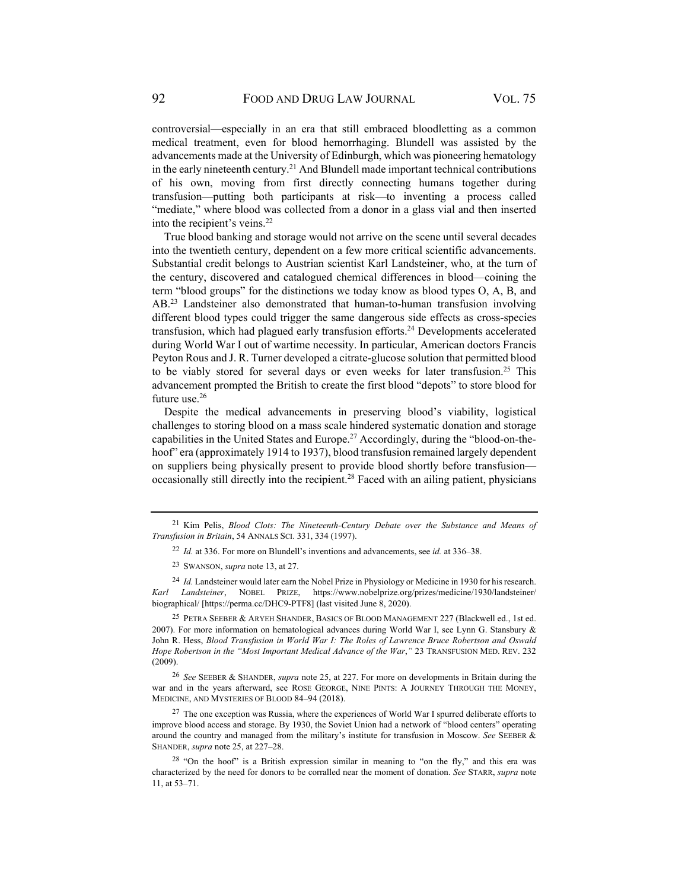controversial—especially in an era that still embraced bloodletting as a common medical treatment, even for blood hemorrhaging. Blundell was assisted by the advancements made at the University of Edinburgh, which was pioneering hematology in the early nineteenth century.[21] And Blundell made important technical contributions of his own, moving from first directly connecting humans together during transfusion—putting both participants at risk—to inventing a process called "mediate," where blood was collected from a donor in a glass vial and then inserted into the recipient's veins.[22]

True blood banking and storage would not arrive on the scene until several decades into the twentieth century, dependent on a few more critical scientific advancements. Substantial credit belongs to Austrian scientist Karl Landsteiner, who, at the turn of the century, discovered and catalogued chemical differences in blood—coining the term "blood groups" for the distinctions we today know as blood types O, A, B, and AB.[23] Landsteiner also demonstrated that human-to-human transfusion involving different blood types could trigger the same dangerous side effects as cross-species transfusion, which had plagued early transfusion efforts.[24] Developments accelerated during World War I out of wartime necessity. In particular, American doctors Francis Peyton Rous and J. R. Turner developed a citrate-glucose solution that permitted blood to be viably stored for several days or even weeks for later transfusion.[25] This advancement prompted the British to create the first blood "depots" to store blood for future use.[26]

Despite the medical advancements in preserving blood's viability, logistical challenges to storing blood on a mass scale hindered systematic donation and storage capabilities in the United States and Europe.[27] Accordingly, during the "blood-on-the-hoof" era (approximately 1914 to 1937), blood transfusion remained largely dependent on suppliers being physically present to provide blood shortly before transfusion—occasionally still directly into the recipient.[28] Faced with an ailing patient, physicians

---

[21] Kim Pelis, *Blood Clots: The Nineteenth-Century Debate over the Substance and Means of Transfusion in Britain*, 54 ANNALS SCI. 331, 334 (1997).

[22] *Id.* at 336. For more on Blundell's inventions and advancements, see *id.* at 336–38.

[23] SWANSON, *supra* note 13, at 27.

[24] *Id.* Landsteiner would later earn the Nobel Prize in Physiology or Medicine in 1930 for his research. *Karl Landsteiner*, NOBEL PRIZE, https://www.nobelprize.org/prizes/medicine/1930/landsteiner/biographical/ [https://perma.cc/DHC9-PTF8] (last visited June 8, 2020).

[25] PETRA SEEBER & ARYEH SHANDER, BASICS OF BLOOD MANAGEMENT 227 (Blackwell ed., 1st ed. 2007). For more information on hematological advances during World War I, see Lynn G. Stansbury & John R. Hess, *Blood Transfusion in World War I: The Roles of Lawrence Bruce Robertson and Oswald Hope Robertson in the "Most Important Medical Advance of the War*,*"* 23 TRANSFUSION MED. REV. 232 (2009).

[26] *See* SEEBER & SHANDER, *supra* note 25, at 227. For more on developments in Britain during the war and in the years afterward, see ROSE GEORGE, NINE PINTS: A JOURNEY THROUGH THE MONEY, MEDICINE, AND MYSTERIES OF BLOOD 84–94 (2018).

[27] The one exception was Russia, where the experiences of World War I spurred deliberate efforts to improve blood access and storage. By 1930, the Soviet Union had a network of "blood centers" operating around the country and managed from the military's institute for transfusion in Moscow. *See* SEEBER & SHANDER, *supra* note 25, at 227–28.

[28] "On the hoof" is a British expression similar in meaning to "on the fly," and this era was characterized by the need for donors to be corralled near the moment of donation. *See* STARR, *supra* note 11, at 53–71.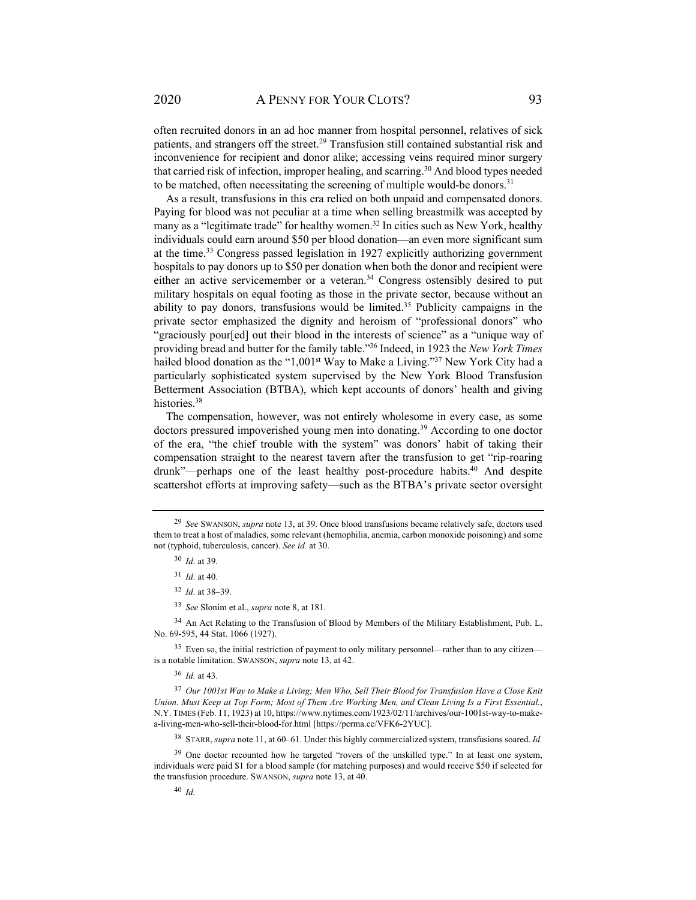often recruited donors in an ad hoc manner from hospital personnel, relatives of sick patients, and strangers off the street.[29] Transfusion still contained substantial risk and inconvenience for recipient and donor alike; accessing veins required minor surgery that carried risk of infection, improper healing, and scarring.[30] And blood types needed to be matched, often necessitating the screening of multiple would-be donors.[31]

As a result, transfusions in this era relied on both unpaid and compensated donors. Paying for blood was not peculiar at a time when selling breastmilk was accepted by many as a "legitimate trade" for healthy women.[32] In cities such as New York, healthy individuals could earn around $50 per blood donation—an even more significant sum at the time.[33] Congress passed legislation in 1927 explicitly authorizing government hospitals to pay donors up to $50 per donation when both the donor and recipient were either an active servicemember or a veteran.[34] Congress ostensibly desired to put military hospitals on equal footing as those in the private sector, because without an ability to pay donors, transfusions would be limited.[35] Publicity campaigns in the private sector emphasized the dignity and heroism of "professional donors" who "graciously pour[ed] out their blood in the interests of science" as a "unique way of providing bread and butter for the family table."[36] Indeed, in 1923 the *New York Times* hailed blood donation as the "1,001st Way to Make a Living."[37] New York City had a particularly sophisticated system supervised by the New York Blood Transfusion Betterment Association (BTBA), which kept accounts of donors' health and giving histories.[38]

The compensation, however, was not entirely wholesome in every case, as some doctors pressured impoverished young men into donating.[39] According to one doctor of the era, "the chief trouble with the system" was donors' habit of taking their compensation straight to the nearest tavern after the transfusion to get "rip-roaring drunk"—perhaps one of the least healthy post-procedure habits.[40] And despite scattershot efforts at improving safety—such as the BTBA's private sector oversight

---

[29] *See* SWANSON, *supra* note 13, at 39. Once blood transfusions became relatively safe, doctors used them to treat a host of maladies, some relevant (hemophilia, anemia, carbon monoxide poisoning) and some not (typhoid, tuberculosis, cancer). *See id.* at 30.

[30] *Id.* at 39.

[31] *Id.* at 40.

[32] *Id.* at 38–39.

[33] *See* Slonim et al., *supra* note 8, at 181.

[34] An Act Relating to the Transfusion of Blood by Members of the Military Establishment, Pub. L. No. 69-595, 44 Stat. 1066 (1927).

[35] Even so, the initial restriction of payment to only military personnel—rather than to any citizen—is a notable limitation. SWANSON, *supra* note 13, at 42.

[36] *Id.* at 43.

[37] *Our 1001st Way to Make a Living; Men Who, Sell Their Blood for Transfusion Have a Close Knit Union. Must Keep at Top Form; Most of Them Are Working Men, and Clean Living Is a First Essential.*, N.Y. TIMES (Feb. 11, 1923) at 10, https://www.nytimes.com/1923/02/11/archives/our-1001st-way-to-make-a-living-men-who-sell-their-blood-for.html [https://perma.cc/VFK6-2YUC].

[38] STARR, *supra* note 11, at 60–61. Under this highly commercialized system, transfusions soared. *Id.*

[39] One doctor recounted how he targeted "rovers of the unskilled type." In at least one system, individuals were paid $1 for a blood sample (for matching purposes) and would receive $50 if selected for the transfusion procedure. SWANSON, *supra* note 13, at 40.

[40] *Id.*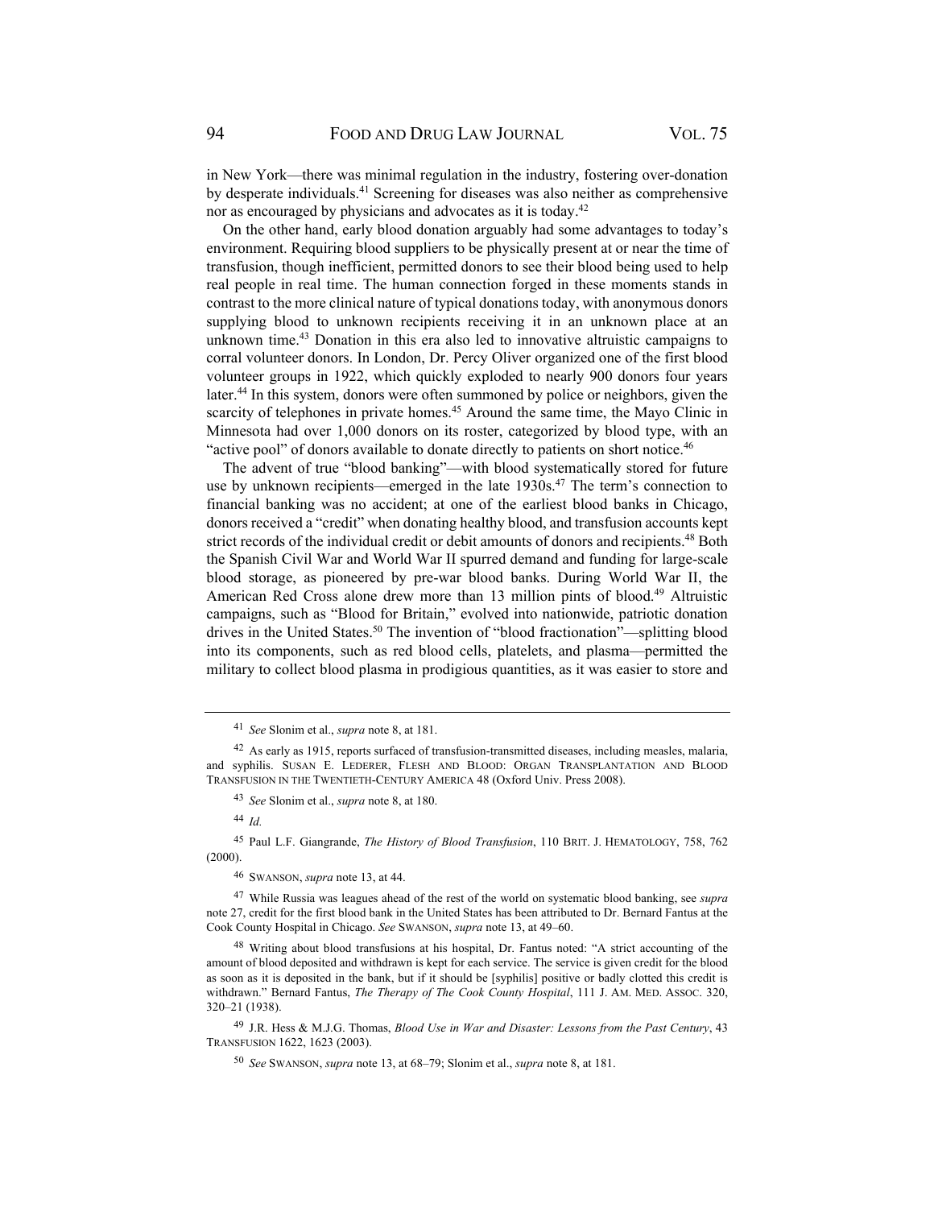in New York—there was minimal regulation in the industry, fostering over-donation by desperate individuals.[41] Screening for diseases was also neither as comprehensive nor as encouraged by physicians and advocates as it is today.[42]

On the other hand, early blood donation arguably had some advantages to today's environment. Requiring blood suppliers to be physically present at or near the time of transfusion, though inefficient, permitted donors to see their blood being used to help real people in real time. The human connection forged in these moments stands in contrast to the more clinical nature of typical donations today, with anonymous donors supplying blood to unknown recipients receiving it in an unknown place at an unknown time.[43] Donation in this era also led to innovative altruistic campaigns to corral volunteer donors. In London, Dr. Percy Oliver organized one of the first blood volunteer groups in 1922, which quickly exploded to nearly 900 donors four years later.[44] In this system, donors were often summoned by police or neighbors, given the scarcity of telephones in private homes.[45] Around the same time, the Mayo Clinic in Minnesota had over 1,000 donors on its roster, categorized by blood type, with an "active pool" of donors available to donate directly to patients on short notice.[46]

The advent of true "blood banking"—with blood systematically stored for future use by unknown recipients—emerged in the late 1930s.[47] The term's connection to financial banking was no accident; at one of the earliest blood banks in Chicago, donors received a "credit" when donating healthy blood, and transfusion accounts kept strict records of the individual credit or debit amounts of donors and recipients.[48] Both the Spanish Civil War and World War II spurred demand and funding for large-scale blood storage, as pioneered by pre-war blood banks. During World War II, the American Red Cross alone drew more than 13 million pints of blood.[49] Altruistic campaigns, such as "Blood for Britain," evolved into nationwide, patriotic donation drives in the United States.[50] The invention of "blood fractionation"—splitting blood into its components, such as red blood cells, platelets, and plasma—permitted the military to collect blood plasma in prodigious quantities, as it was easier to store and

---

[41] *See* Slonim et al., *supra* note 8, at 181.

[42] As early as 1915, reports surfaced of transfusion-transmitted diseases, including measles, malaria, and syphilis. SUSAN E. LEDERER, FLESH AND BLOOD: ORGAN TRANSPLANTATION AND BLOOD TRANSFUSION IN THE TWENTIETH-CENTURY AMERICA 48 (Oxford Univ. Press 2008).

[43] *See* Slonim et al., *supra* note 8, at 180.

[44] *Id.*

[45] Paul L.F. Giangrande, *The History of Blood Transfusion*, 110 BRIT. J. HEMATOLOGY, 758, 762 (2000).

[46] SWANSON, *supra* note 13, at 44.

[47] While Russia was leagues ahead of the rest of the world on systematic blood banking, see *supra* note 27, credit for the first blood bank in the United States has been attributed to Dr. Bernard Fantus at the Cook County Hospital in Chicago. *See* SWANSON, *supra* note 13, at 49–60.

[48] Writing about blood transfusions at his hospital, Dr. Fantus noted: "A strict accounting of the amount of blood deposited and withdrawn is kept for each service. The service is given credit for the blood as soon as it is deposited in the bank, but if it should be [syphilis] positive or badly clotted this credit is withdrawn." Bernard Fantus, *The Therapy of The Cook County Hospital*, 111 J. AM. MED. ASSOC. 320, 320–21 (1938).

[49] J.R. Hess & M.J.G. Thomas, *Blood Use in War and Disaster: Lessons from the Past Century*, 43 TRANSFUSION 1622, 1623 (2003).

[50] *See* SWANSON, *supra* note 13, at 68–79; Slonim et al., *supra* note 8, at 181.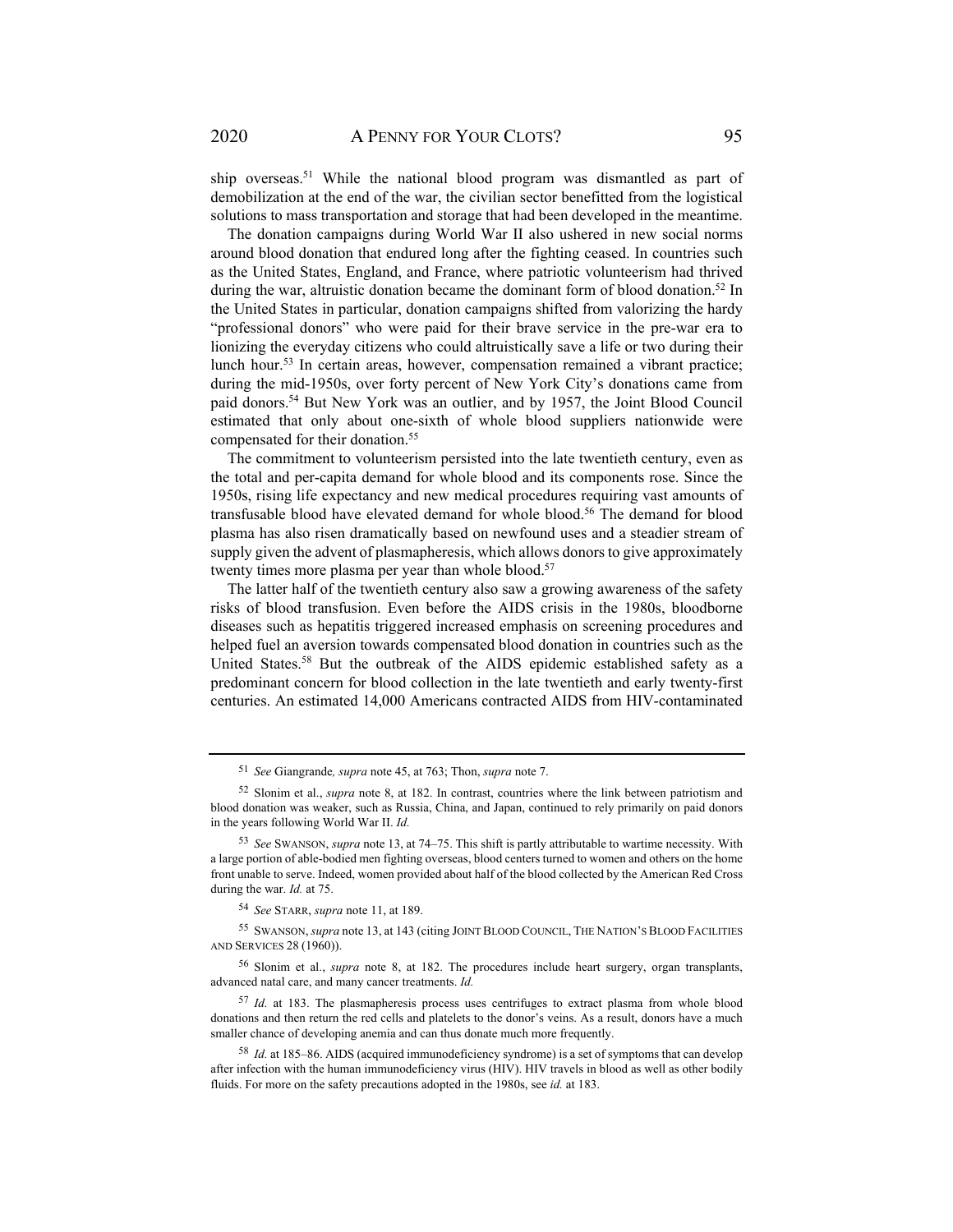ship overseas.[51] While the national blood program was dismantled as part of demobilization at the end of the war, the civilian sector benefitted from the logistical solutions to mass transportation and storage that had been developed in the meantime.

The donation campaigns during World War II also ushered in new social norms around blood donation that endured long after the fighting ceased. In countries such as the United States, England, and France, where patriotic volunteerism had thrived during the war, altruistic donation became the dominant form of blood donation.[52] In the United States in particular, donation campaigns shifted from valorizing the hardy "professional donors" who were paid for their brave service in the pre-war era to lionizing the everyday citizens who could altruistically save a life or two during their lunch hour.[53] In certain areas, however, compensation remained a vibrant practice; during the mid-1950s, over forty percent of New York City's donations came from paid donors.[54] But New York was an outlier, and by 1957, the Joint Blood Council estimated that only about one-sixth of whole blood suppliers nationwide were compensated for their donation.[55]

The commitment to volunteerism persisted into the late twentieth century, even as the total and per-capita demand for whole blood and its components rose. Since the 1950s, rising life expectancy and new medical procedures requiring vast amounts of transfusable blood have elevated demand for whole blood.[56] The demand for blood plasma has also risen dramatically based on newfound uses and a steadier stream of supply given the advent of plasmapheresis, which allows donors to give approximately twenty times more plasma per year than whole blood.[57]

The latter half of the twentieth century also saw a growing awareness of the safety risks of blood transfusion. Even before the AIDS crisis in the 1980s, bloodborne diseases such as hepatitis triggered increased emphasis on screening procedures and helped fuel an aversion towards compensated blood donation in countries such as the United States.[58] But the outbreak of the AIDS epidemic established safety as a predominant concern for blood collection in the late twentieth and early twenty-first centuries. An estimated 14,000 Americans contracted AIDS from HIV-contaminated

---

[51] *See* Giangrande*, supra* note 45, at 763; Thon, *supra* note 7.

[52] Slonim et al., *supra* note 8, at 182. In contrast, countries where the link between patriotism and blood donation was weaker, such as Russia, China, and Japan, continued to rely primarily on paid donors in the years following World War II. *Id.*

[53] *See* SWANSON, *supra* note 13, at 74–75. This shift is partly attributable to wartime necessity. With a large portion of able-bodied men fighting overseas, blood centers turned to women and others on the home front unable to serve. Indeed, women provided about half of the blood collected by the American Red Cross during the war. *Id.* at 75.

[54] *See* STARR, *supra* note 11, at 189.

[55] SWANSON, *supra* note 13, at 143 (citing JOINT BLOOD COUNCIL, THE NATION'S BLOOD FACILITIES AND SERVICES 28 (1960)).

[56] Slonim et al., *supra* note 8, at 182. The procedures include heart surgery, organ transplants, advanced natal care, and many cancer treatments. *Id.*

[57] *Id.* at 183. The plasmapheresis process uses centrifuges to extract plasma from whole blood donations and then return the red cells and platelets to the donor's veins. As a result, donors have a much smaller chance of developing anemia and can thus donate much more frequently.

[58] *Id.* at 185–86. AIDS (acquired immunodeficiency syndrome) is a set of symptoms that can develop after infection with the human immunodeficiency virus (HIV). HIV travels in blood as well as other bodily fluids. For more on the safety precautions adopted in the 1980s, see *id.* at 183.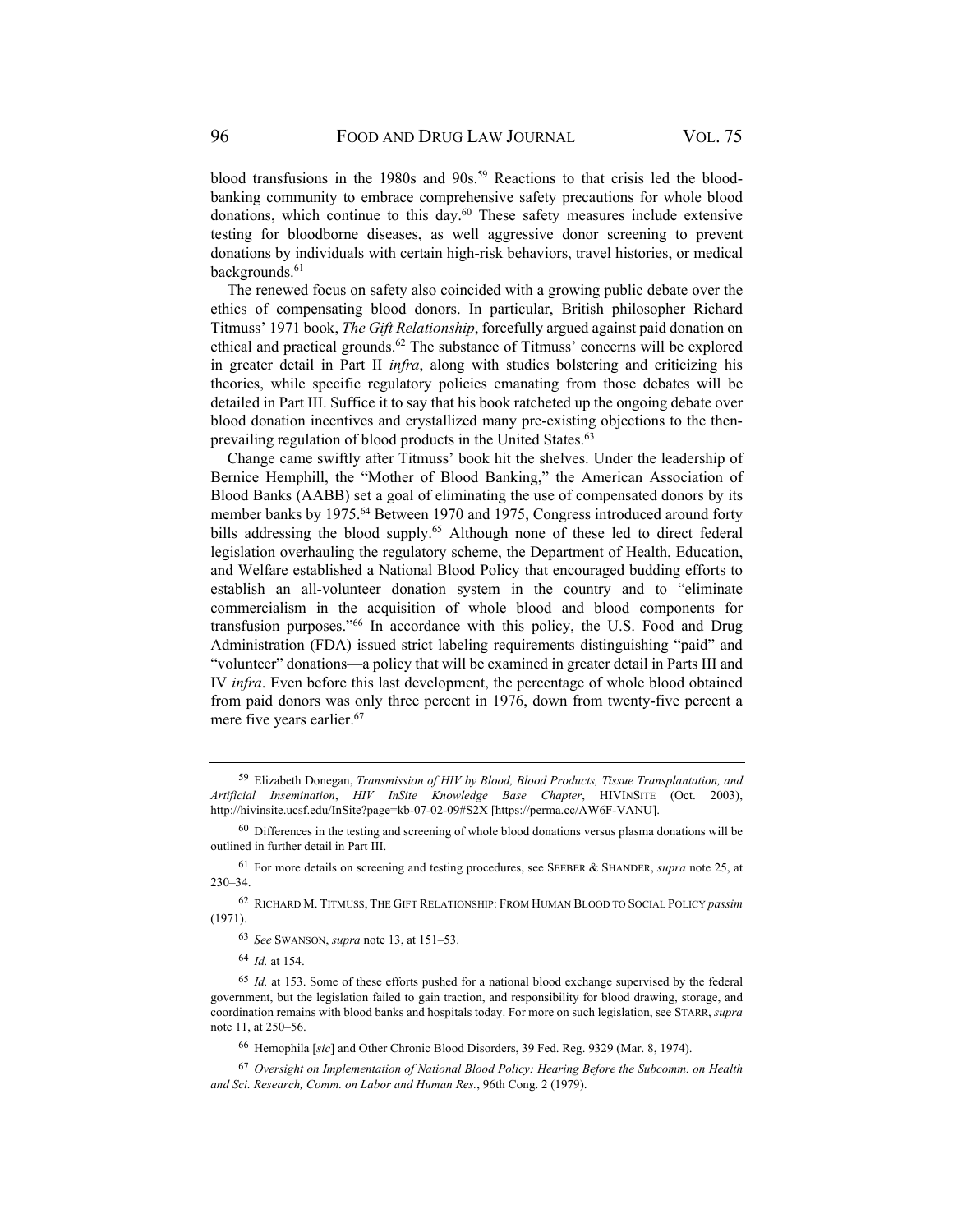blood transfusions in the 1980s and 90s.[59] Reactions to that crisis led the blood-banking community to embrace comprehensive safety precautions for whole blood donations, which continue to this day.[60] These safety measures include extensive testing for bloodborne diseases, as well aggressive donor screening to prevent donations by individuals with certain high-risk behaviors, travel histories, or medical backgrounds.[61]

The renewed focus on safety also coincided with a growing public debate over the ethics of compensating blood donors. In particular, British philosopher Richard Titmuss' 1971 book, *The Gift Relationship*, forcefully argued against paid donation on ethical and practical grounds.[62] The substance of Titmuss' concerns will be explored in greater detail in Part II *infra*, along with studies bolstering and criticizing his theories, while specific regulatory policies emanating from those debates will be detailed in Part III. Suffice it to say that his book ratcheted up the ongoing debate over blood donation incentives and crystallized many pre-existing objections to the then-prevailing regulation of blood products in the United States.[63]

Change came swiftly after Titmuss' book hit the shelves. Under the leadership of Bernice Hemphill, the "Mother of Blood Banking," the American Association of Blood Banks (AABB) set a goal of eliminating the use of compensated donors by its member banks by 1975.[64] Between 1970 and 1975, Congress introduced around forty bills addressing the blood supply.[65] Although none of these led to direct federal legislation overhauling the regulatory scheme, the Department of Health, Education, and Welfare established a National Blood Policy that encouraged budding efforts to establish an all-volunteer donation system in the country and to "eliminate commercialism in the acquisition of whole blood and blood components for transfusion purposes."[66] In accordance with this policy, the U.S. Food and Drug Administration (FDA) issued strict labeling requirements distinguishing "paid" and "volunteer" donations—a policy that will be examined in greater detail in Parts III and IV *infra*. Even before this last development, the percentage of whole blood obtained from paid donors was only three percent in 1976, down from twenty-five percent a mere five years earlier.[67]

---

[59] Elizabeth Donegan, *Transmission of HIV by Blood, Blood Products, Tissue Transplantation, and Artificial Insemination*, *HIV InSite Knowledge Base Chapter*, HIVINSITE (Oct. 2003), http://hivinsite.ucsf.edu/InSite?page=kb-07-02-09#S2X [https://perma.cc/AW6F-VANU].

[60] Differences in the testing and screening of whole blood donations versus plasma donations will be outlined in further detail in Part III.

[61] For more details on screening and testing procedures, see SEEBER & SHANDER, *supra* note 25, at 230–34.

[62] RICHARD M. TITMUSS, THE GIFT RELATIONSHIP: FROM HUMAN BLOOD TO SOCIAL POLICY *passim* (1971).

[63] *See* SWANSON, *supra* note 13, at 151–53.

[64] *Id.* at 154.

[65] *Id.* at 153. Some of these efforts pushed for a national blood exchange supervised by the federal government, but the legislation failed to gain traction, and responsibility for blood drawing, storage, and coordination remains with blood banks and hospitals today. For more on such legislation, see STARR, *supra* note 11, at 250–56.

[66] Hemophila [*sic*] and Other Chronic Blood Disorders, 39 Fed. Reg. 9329 (Mar. 8, 1974).

[67] *Oversight on Implementation of National Blood Policy: Hearing Before the Subcomm. on Health and Sci. Research, Comm. on Labor and Human Res.*, 96th Cong. 2 (1979).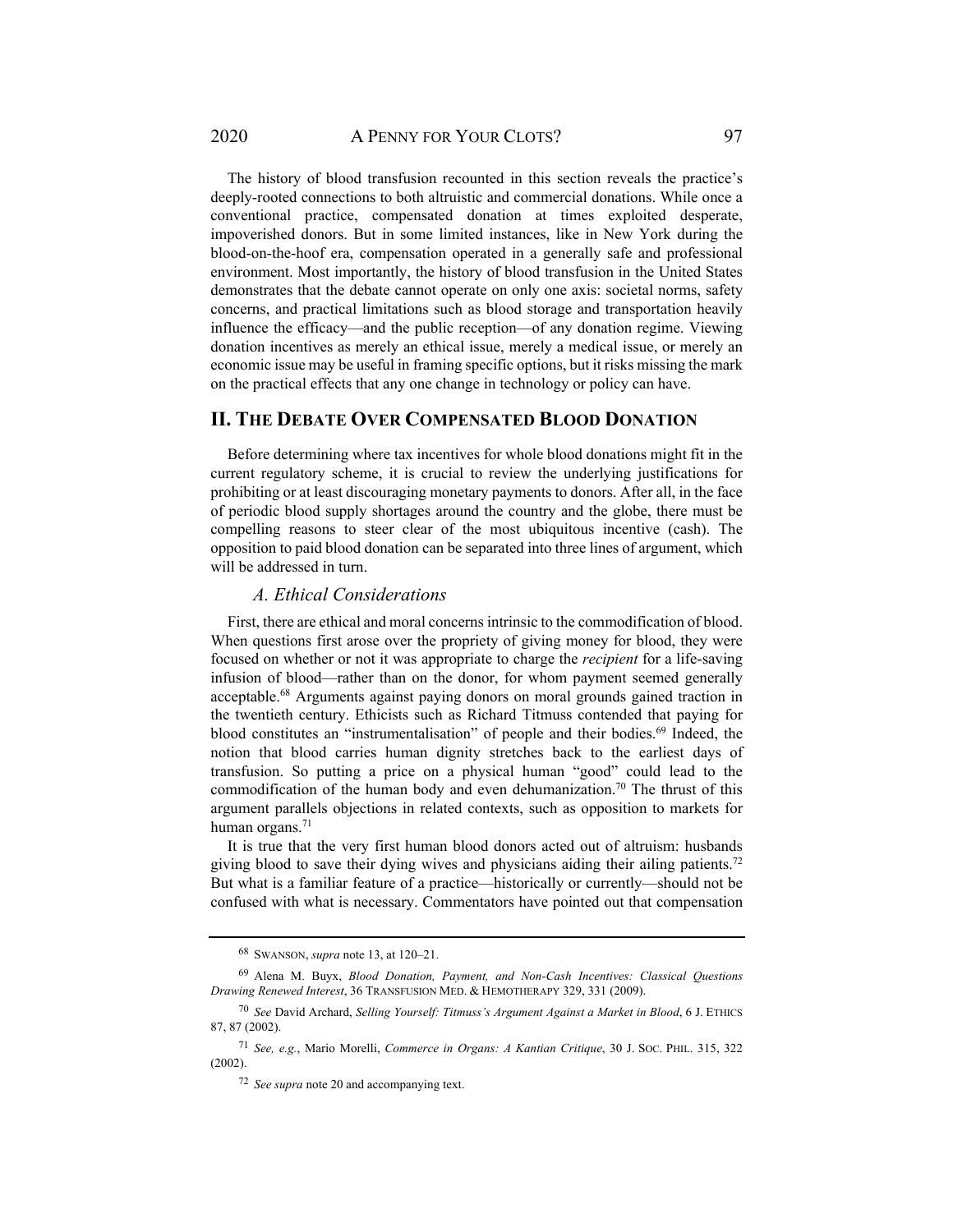The history of blood transfusion recounted in this section reveals the practice's deeply-rooted connections to both altruistic and commercial donations. While once a conventional practice, compensated donation at times exploited desperate, impoverished donors. But in some limited instances, like in New York during the blood-on-the-hoof era, compensation operated in a generally safe and professional environment. Most importantly, the history of blood transfusion in the United States demonstrates that the debate cannot operate on only one axis: societal norms, safety concerns, and practical limitations such as blood storage and transportation heavily influence the efficacy—and the public reception—of any donation regime. Viewing donation incentives as merely an ethical issue, merely a medical issue, or merely an economic issue may be useful in framing specific options, but it risks missing the mark on the practical effects that any one change in technology or policy can have.

## II. The Debate Over Compensated Blood Donation

Before determining where tax incentives for whole blood donations might fit in the current regulatory scheme, it is crucial to review the underlying justifications for prohibiting or at least discouraging monetary payments to donors. After all, in the face of periodic blood supply shortages around the country and the globe, there must be compelling reasons to steer clear of the most ubiquitous incentive (cash). The opposition to paid blood donation can be separated into three lines of argument, which will be addressed in turn.

### *A. Ethical Considerations*

First, there are ethical and moral concerns intrinsic to the commodification of blood. When questions first arose over the propriety of giving money for blood, they were focused on whether or not it was appropriate to charge the *recipient* for a life-saving infusion of blood—rather than on the donor, for whom payment seemed generally acceptable.[68] Arguments against paying donors on moral grounds gained traction in the twentieth century. Ethicists such as Richard Titmuss contended that paying for blood constitutes an "instrumentalisation" of people and their bodies.[69] Indeed, the notion that blood carries human dignity stretches back to the earliest days of transfusion. So putting a price on a physical human "good" could lead to the commodification of the human body and even dehumanization.[70] The thrust of this argument parallels objections in related contexts, such as opposition to markets for human organs.[71]

It is true that the very first human blood donors acted out of altruism: husbands giving blood to save their dying wives and physicians aiding their ailing patients.[72] But what is a familiar feature of a practice—historically or currently—should not be confused with what is necessary. Commentators have pointed out that compensation

---

[68] Swanson, *supra* note 13, at 120–21.

[69] Alena M. Buyx, *Blood Donation, Payment, and Non-Cash Incentives: Classical Questions Drawing Renewed Interest*, 36 Transfusion Med. & Hemotherapy 329, 331 (2009).

[70] *See* David Archard, *Selling Yourself: Titmuss's Argument Against a Market in Blood*, 6 J. Ethics 87, 87 (2002).

[71] *See, e.g.*, Mario Morelli, *Commerce in Organs: A Kantian Critique*, 30 J. Soc. Phil. 315, 322 (2002).

[72] *See supra* note 20 and accompanying text.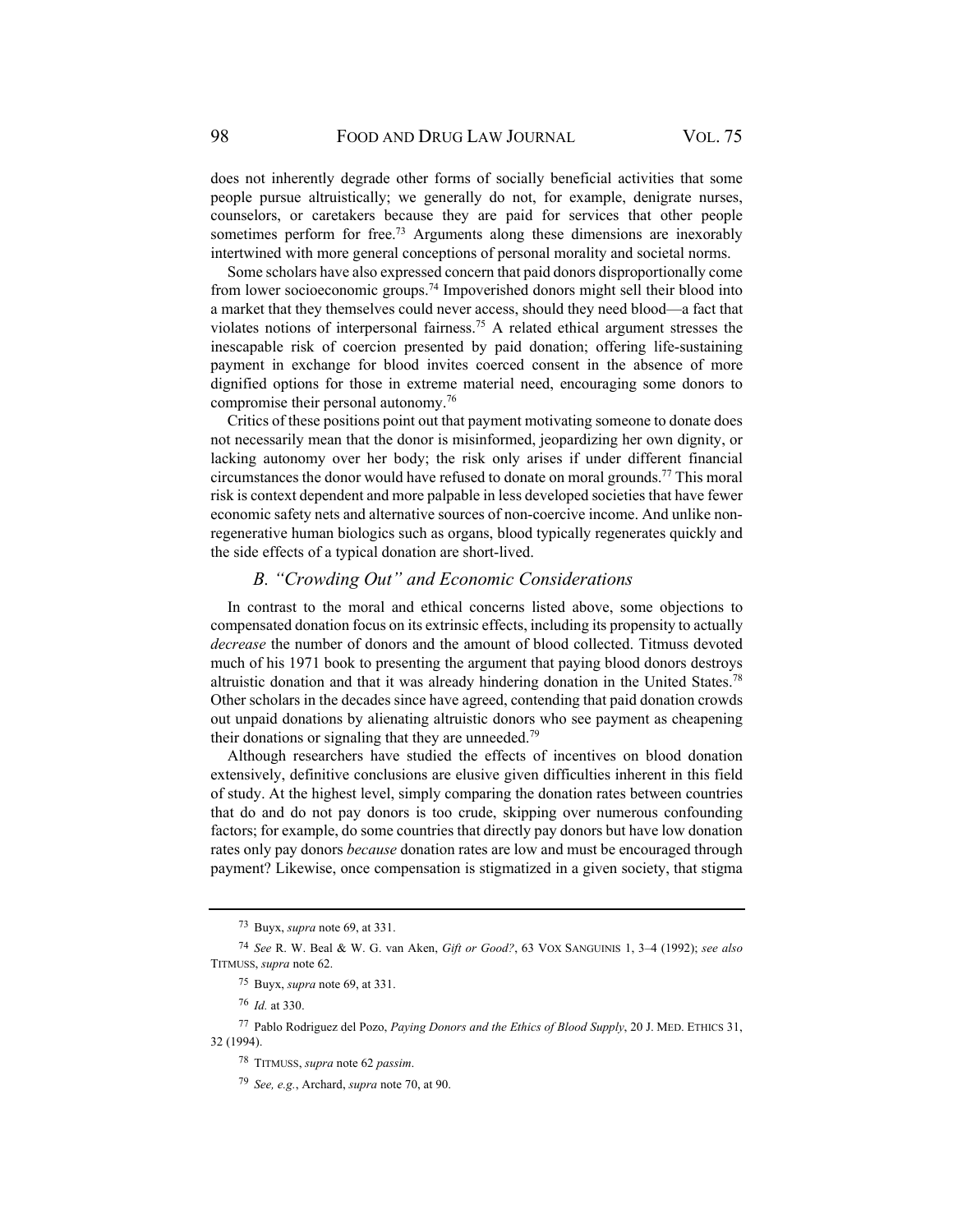does not inherently degrade other forms of socially beneficial activities that some people pursue altruistically; we generally do not, for example, denigrate nurses, counselors, or caretakers because they are paid for services that other people sometimes perform for free.[73] Arguments along these dimensions are inexorably intertwined with more general conceptions of personal morality and societal norms.

Some scholars have also expressed concern that paid donors disproportionally come from lower socioeconomic groups.[74] Impoverished donors might sell their blood into a market that they themselves could never access, should they need blood—a fact that violates notions of interpersonal fairness.[75] A related ethical argument stresses the inescapable risk of coercion presented by paid donation; offering life-sustaining payment in exchange for blood invites coerced consent in the absence of more dignified options for those in extreme material need, encouraging some donors to compromise their personal autonomy.[76]

Critics of these positions point out that payment motivating someone to donate does not necessarily mean that the donor is misinformed, jeopardizing her own dignity, or lacking autonomy over her body; the risk only arises if under different financial circumstances the donor would have refused to donate on moral grounds.[77] This moral risk is context dependent and more palpable in less developed societies that have fewer economic safety nets and alternative sources of non-coercive income. And unlike non-regenerative human biologics such as organs, blood typically regenerates quickly and the side effects of a typical donation are short-lived.

### *B. "Crowding Out" and Economic Considerations*

In contrast to the moral and ethical concerns listed above, some objections to compensated donation focus on its extrinsic effects, including its propensity to actually *decrease* the number of donors and the amount of blood collected. Titmuss devoted much of his 1971 book to presenting the argument that paying blood donors destroys altruistic donation and that it was already hindering donation in the United States.[78] Other scholars in the decades since have agreed, contending that paid donation crowds out unpaid donations by alienating altruistic donors who see payment as cheapening their donations or signaling that they are unneeded.[79]

Although researchers have studied the effects of incentives on blood donation extensively, definitive conclusions are elusive given difficulties inherent in this field of study. At the highest level, simply comparing the donation rates between countries that do and do not pay donors is too crude, skipping over numerous confounding factors; for example, do some countries that directly pay donors but have low donation rates only pay donors *because* donation rates are low and must be encouraged through payment? Likewise, once compensation is stigmatized in a given society, that stigma

---

[73] Buyx, *supra* note 69, at 331.

[74] *See* R. W. Beal & W. G. van Aken, *Gift or Good?*, 63 VOX SANGUINIS 1, 3–4 (1992); *see also* TITMUSS, *supra* note 62.

[75] Buyx, *supra* note 69, at 331.

[76] *Id.* at 330.

[77] Pablo Rodriguez del Pozo, *Paying Donors and the Ethics of Blood Supply*, 20 J. MED. ETHICS 31, 32 (1994).

[78] TITMUSS, *supra* note 62 *passim*.

[79] *See, e.g.*, Archard, *supra* note 70, at 90.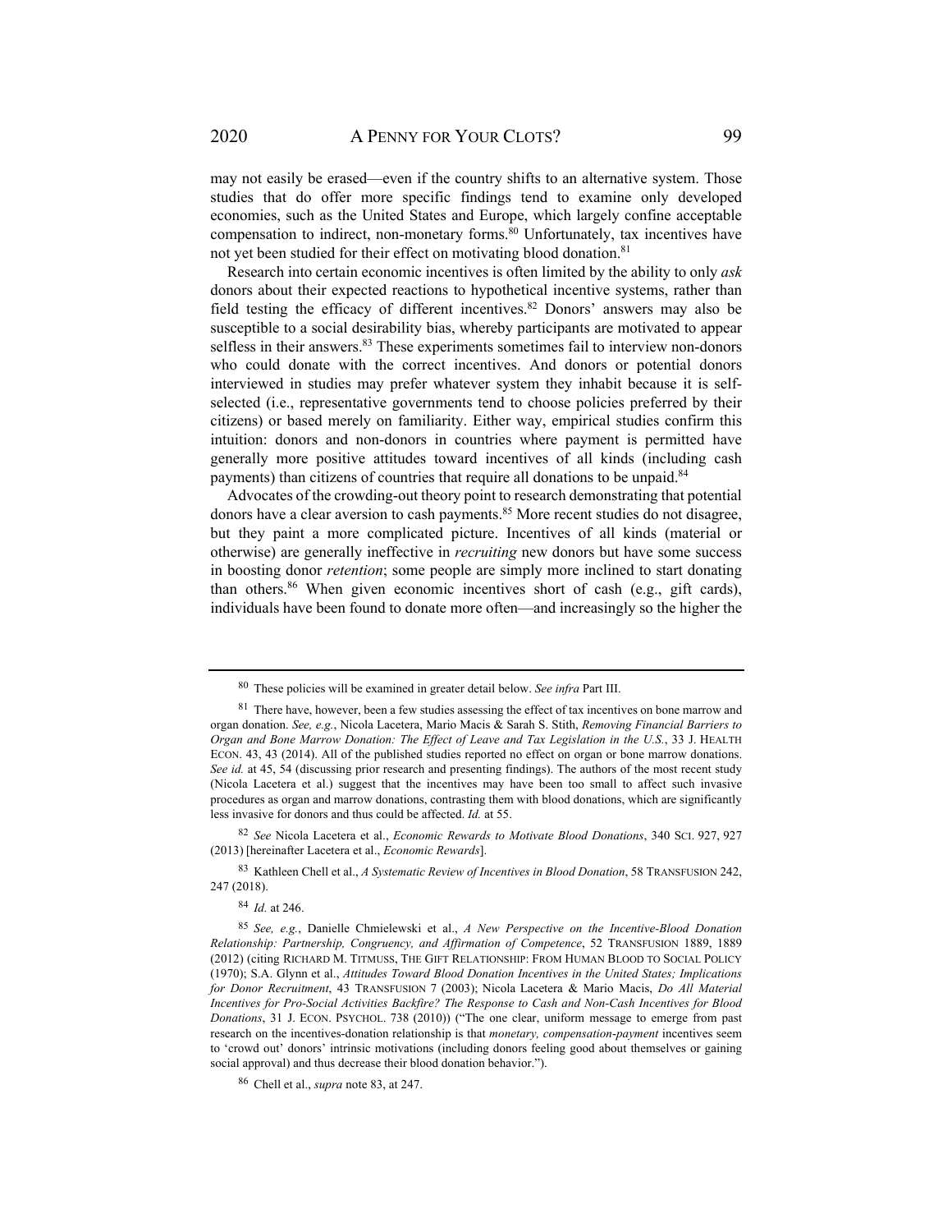may not easily be erased—even if the country shifts to an alternative system. Those studies that do offer more specific findings tend to examine only developed economies, such as the United States and Europe, which largely confine acceptable compensation to indirect, non-monetary forms.[80] Unfortunately, tax incentives have not yet been studied for their effect on motivating blood donation.[81]

Research into certain economic incentives is often limited by the ability to only *ask* donors about their expected reactions to hypothetical incentive systems, rather than field testing the efficacy of different incentives.[82] Donors' answers may also be susceptible to a social desirability bias, whereby participants are motivated to appear selfless in their answers.[83] These experiments sometimes fail to interview non-donors who could donate with the correct incentives. And donors or potential donors interviewed in studies may prefer whatever system they inhabit because it is self-selected (i.e., representative governments tend to choose policies preferred by their citizens) or based merely on familiarity. Either way, empirical studies confirm this intuition: donors and non-donors in countries where payment is permitted have generally more positive attitudes toward incentives of all kinds (including cash payments) than citizens of countries that require all donations to be unpaid.[84]

Advocates of the crowding-out theory point to research demonstrating that potential donors have a clear aversion to cash payments.[85] More recent studies do not disagree, but they paint a more complicated picture. Incentives of all kinds (material or otherwise) are generally ineffective in *recruiting* new donors but have some success in boosting donor *retention*; some people are simply more inclined to start donating than others.[86] When given economic incentives short of cash (e.g., gift cards), individuals have been found to donate more often—and increasingly so the higher the

---

[80] These policies will be examined in greater detail below. *See infra* Part III.

[81] There have, however, been a few studies assessing the effect of tax incentives on bone marrow and organ donation. *See, e.g.*, Nicola Lacetera, Mario Macis & Sarah S. Stith, *Removing Financial Barriers to Organ and Bone Marrow Donation: The Effect of Leave and Tax Legislation in the U.S.*, 33 J. HEALTH ECON. 43, 43 (2014). All of the published studies reported no effect on organ or bone marrow donations. *See id.* at 45, 54 (discussing prior research and presenting findings). The authors of the most recent study (Nicola Lacetera et al.) suggest that the incentives may have been too small to affect such invasive procedures as organ and marrow donations, contrasting them with blood donations, which are significantly less invasive for donors and thus could be affected. *Id.* at 55.

[82] *See* Nicola Lacetera et al., *Economic Rewards to Motivate Blood Donations*, 340 SCI. 927, 927 (2013) [hereinafter Lacetera et al., *Economic Rewards*].

[83] Kathleen Chell et al., *A Systematic Review of Incentives in Blood Donation*, 58 TRANSFUSION 242, 247 (2018).

[84] *Id.* at 246.

[85] *See, e.g.*, Danielle Chmielewski et al., *A New Perspective on the Incentive-Blood Donation Relationship: Partnership, Congruency, and Affirmation of Competence*, 52 TRANSFUSION 1889, 1889 (2012) (citing RICHARD M. TITMUSS, THE GIFT RELATIONSHIP: FROM HUMAN BLOOD TO SOCIAL POLICY (1970); S.A. Glynn et al., *Attitudes Toward Blood Donation Incentives in the United States; Implications for Donor Recruitment*, 43 TRANSFUSION 7 (2003); Nicola Lacetera & Mario Macis, *Do All Material Incentives for Pro-Social Activities Backfire? The Response to Cash and Non-Cash Incentives for Blood Donations*, 31 J. ECON. PSYCHOL. 738 (2010)) ("The one clear, uniform message to emerge from past research on the incentives-donation relationship is that *monetary, compensation-payment* incentives seem to 'crowd out' donors' intrinsic motivations (including donors feeling good about themselves or gaining social approval) and thus decrease their blood donation behavior.").

[86] Chell et al., *supra* note 83, at 247.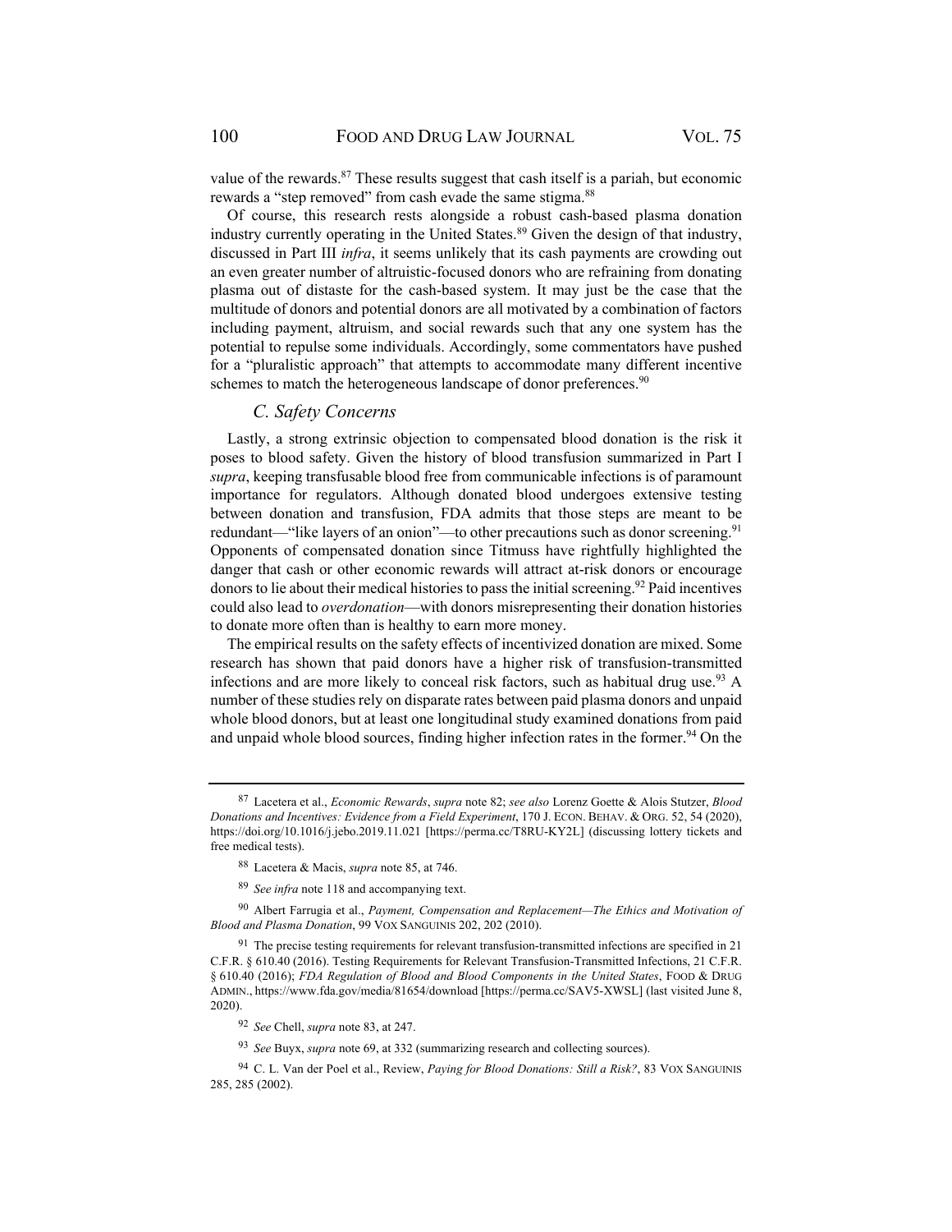value of the rewards.[87] These results suggest that cash itself is a pariah, but economic rewards a "step removed" from cash evade the same stigma.[88]

Of course, this research rests alongside a robust cash-based plasma donation industry currently operating in the United States.[89] Given the design of that industry, discussed in Part III *infra*, it seems unlikely that its cash payments are crowding out an even greater number of altruistic-focused donors who are refraining from donating plasma out of distaste for the cash-based system. It may just be the case that the multitude of donors and potential donors are all motivated by a combination of factors including payment, altruism, and social rewards such that any one system has the potential to repulse some individuals. Accordingly, some commentators have pushed for a "pluralistic approach" that attempts to accommodate many different incentive schemes to match the heterogeneous landscape of donor preferences.[90]

### *C. Safety Concerns*

Lastly, a strong extrinsic objection to compensated blood donation is the risk it poses to blood safety. Given the history of blood transfusion summarized in Part I *supra*, keeping transfusable blood free from communicable infections is of paramount importance for regulators. Although donated blood undergoes extensive testing between donation and transfusion, FDA admits that those steps are meant to be redundant—"like layers of an onion"—to other precautions such as donor screening.[91] Opponents of compensated donation since Titmuss have rightfully highlighted the danger that cash or other economic rewards will attract at-risk donors or encourage donors to lie about their medical histories to pass the initial screening.[92] Paid incentives could also lead to *overdonation*—with donors misrepresenting their donation histories to donate more often than is healthy to earn more money.

The empirical results on the safety effects of incentivized donation are mixed. Some research has shown that paid donors have a higher risk of transfusion-transmitted infections and are more likely to conceal risk factors, such as habitual drug use.[93] A number of these studies rely on disparate rates between paid plasma donors and unpaid whole blood donors, but at least one longitudinal study examined donations from paid and unpaid whole blood sources, finding higher infection rates in the former.[94] On the

---

[87] Lacetera et al., *Economic Rewards*, *supra* note 82; *see also* Lorenz Goette & Alois Stutzer, *Blood Donations and Incentives: Evidence from a Field Experiment*, 170 J. ECON. BEHAV. & ORG. 52, 54 (2020), https://doi.org/10.1016/j.jebo.2019.11.021 [https://perma.cc/T8RU-KY2L] (discussing lottery tickets and free medical tests).

[88] Lacetera & Macis, *supra* note 85, at 746.

[89] *See infra* note 118 and accompanying text.

[90] Albert Farrugia et al., *Payment, Compensation and Replacement—The Ethics and Motivation of Blood and Plasma Donation*, 99 VOX SANGUINIS 202, 202 (2010).

[91] The precise testing requirements for relevant transfusion-transmitted infections are specified in 21 C.F.R. § 610.40 (2016). Testing Requirements for Relevant Transfusion-Transmitted Infections, 21 C.F.R. § 610.40 (2016); *FDA Regulation of Blood and Blood Components in the United States*, FOOD & DRUG ADMIN., https://www.fda.gov/media/81654/download [https://perma.cc/SAV5-XWSL] (last visited June 8, 2020).

[92] *See* Chell, *supra* note 83, at 247.

[93] *See* Buyx, *supra* note 69, at 332 (summarizing research and collecting sources).

[94] C. L. Van der Poel et al., Review, *Paying for Blood Donations: Still a Risk?*, 83 VOX SANGUINIS 285, 285 (2002).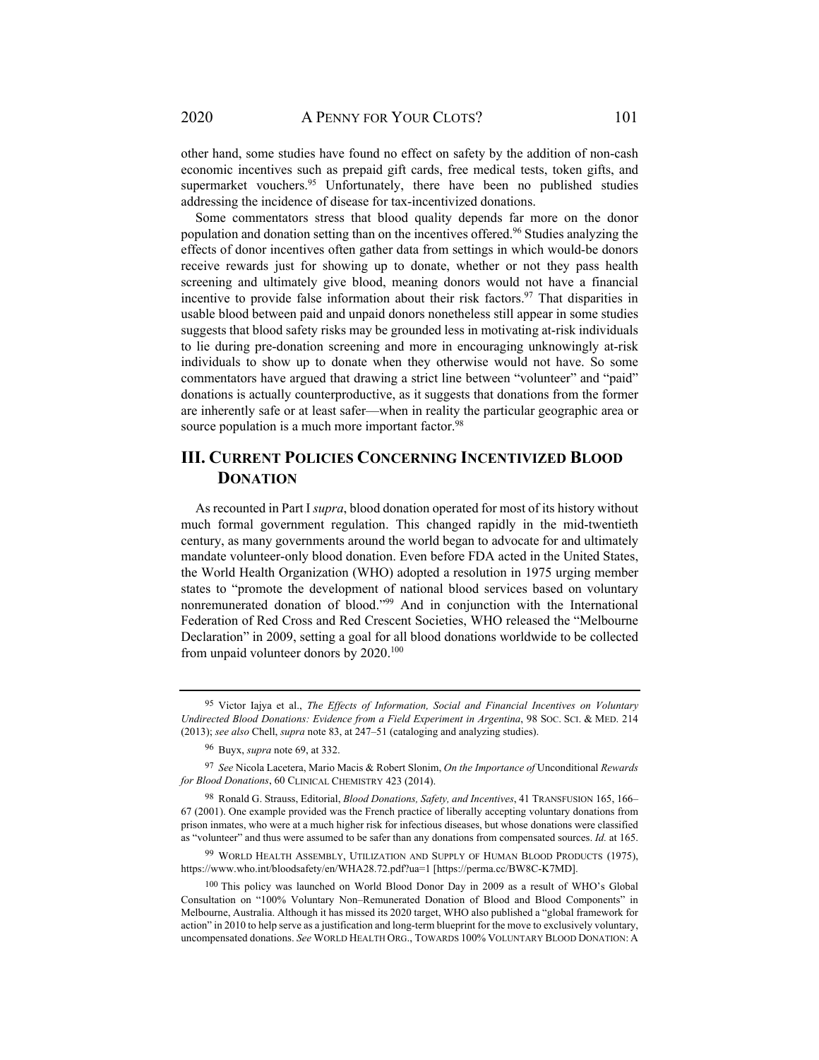other hand, some studies have found no effect on safety by the addition of non-cash economic incentives such as prepaid gift cards, free medical tests, token gifts, and supermarket vouchers.[95] Unfortunately, there have been no published studies addressing the incidence of disease for tax-incentivized donations.

Some commentators stress that blood quality depends far more on the donor population and donation setting than on the incentives offered.[96] Studies analyzing the effects of donor incentives often gather data from settings in which would-be donors receive rewards just for showing up to donate, whether or not they pass health screening and ultimately give blood, meaning donors would not have a financial incentive to provide false information about their risk factors.[97] That disparities in usable blood between paid and unpaid donors nonetheless still appear in some studies suggests that blood safety risks may be grounded less in motivating at-risk individuals to lie during pre-donation screening and more in encouraging unknowingly at-risk individuals to show up to donate when they otherwise would not have. So some commentators have argued that drawing a strict line between "volunteer" and "paid" donations is actually counterproductive, as it suggests that donations from the former are inherently safe or at least safer—when in reality the particular geographic area or source population is a much more important factor.[98]

## III. CURRENT POLICIES CONCERNING INCENTIVIZED BLOOD DONATION

As recounted in Part I *supra*, blood donation operated for most of its history without much formal government regulation. This changed rapidly in the mid-twentieth century, as many governments around the world began to advocate for and ultimately mandate volunteer-only blood donation. Even before FDA acted in the United States, the World Health Organization (WHO) adopted a resolution in 1975 urging member states to "promote the development of national blood services based on voluntary nonremunerated donation of blood."[99] And in conjunction with the International Federation of Red Cross and Red Crescent Societies, WHO released the "Melbourne Declaration" in 2009, setting a goal for all blood donations worldwide to be collected from unpaid volunteer donors by 2020.[100]

---

[95] Victor Iajya et al., *The Effects of Information, Social and Financial Incentives on Voluntary Undirected Blood Donations: Evidence from a Field Experiment in Argentina*, 98 SOC. SCI. & MED. 214 (2013); *see also* Chell, *supra* note 83, at 247–51 (cataloging and analyzing studies).

[96] Buyx, *supra* note 69, at 332.

[97] *See* Nicola Lacetera, Mario Macis & Robert Slonim, *On the Importance of* Unconditional *Rewards for Blood Donations*, 60 CLINICAL CHEMISTRY 423 (2014).

[98] Ronald G. Strauss, Editorial, *Blood Donations, Safety, and Incentives*, 41 TRANSFUSION 165, 166–67 (2001). One example provided was the French practice of liberally accepting voluntary donations from prison inmates, who were at a much higher risk for infectious diseases, but whose donations were classified as "volunteer" and thus were assumed to be safer than any donations from compensated sources. *Id.* at 165.

[99] WORLD HEALTH ASSEMBLY, UTILIZATION AND SUPPLY OF HUMAN BLOOD PRODUCTS (1975), https://www.who.int/bloodsafety/en/WHA28.72.pdf?ua=1 [https://perma.cc/BW8C-K7MD].

[100] This policy was launched on World Blood Donor Day in 2009 as a result of WHO's Global Consultation on "100% Voluntary Non–Remunerated Donation of Blood and Blood Components" in Melbourne, Australia. Although it has missed its 2020 target, WHO also published a "global framework for action" in 2010 to help serve as a justification and long-term blueprint for the move to exclusively voluntary, uncompensated donations. *See* WORLD HEALTH ORG., TOWARDS 100% VOLUNTARY BLOOD DONATION: A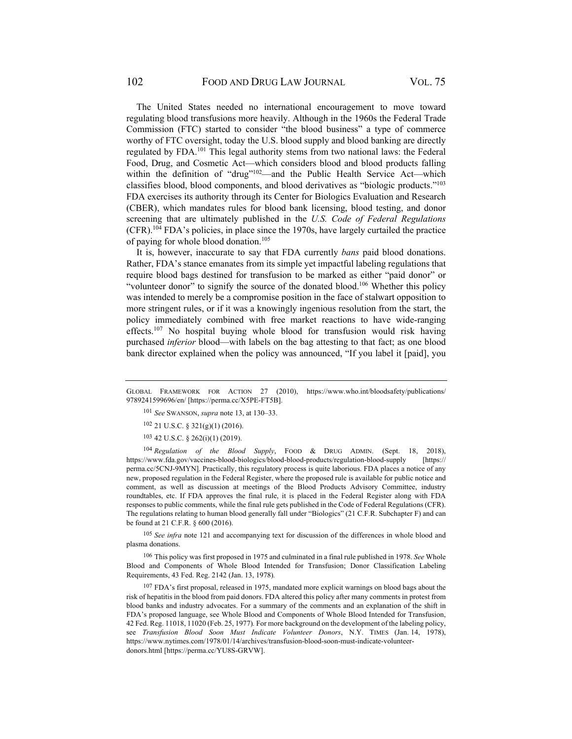The United States needed no international encouragement to move toward regulating blood transfusions more heavily. Although in the 1960s the Federal Trade Commission (FTC) started to consider "the blood business" a type of commerce worthy of FTC oversight, today the U.S. blood supply and blood banking are directly regulated by FDA.[101] This legal authority stems from two national laws: the Federal Food, Drug, and Cosmetic Act—which considers blood and blood products falling within the definition of "drug"[102]—and the Public Health Service Act—which classifies blood, blood components, and blood derivatives as "biologic products."[103] FDA exercises its authority through its Center for Biologics Evaluation and Research (CBER), which mandates rules for blood bank licensing, blood testing, and donor screening that are ultimately published in the *U.S. Code of Federal Regulations* (CFR).[104] FDA's policies, in place since the 1970s, have largely curtailed the practice of paying for whole blood donation.[105]

It is, however, inaccurate to say that FDA currently *bans* paid blood donations. Rather, FDA's stance emanates from its simple yet impactful labeling regulations that require blood bags destined for transfusion to be marked as either "paid donor" or "volunteer donor" to signify the source of the donated blood.[106] Whether this policy was intended to merely be a compromise position in the face of stalwart opposition to more stringent rules, or if it was a knowingly ingenious resolution from the start, the policy immediately combined with free market reactions to have wide-ranging effects.[107] No hospital buying whole blood for transfusion would risk having purchased *inferior* blood—with labels on the bag attesting to that fact; as one blood bank director explained when the policy was announced, "If you label it [paid], you

---

GLOBAL FRAMEWORK FOR ACTION 27 (2010), https://www.who.int/bloodsafety/publications/9789241599696/en/ [https://perma.cc/X5PE-FT5B].

101 *See* SWANSON, *supra* note 13, at 130–33.

102 21 U.S.C. § 321(g)(1) (2016).

103 42 U.S.C. § 262(i)(1) (2019).

104 *Regulation of the Blood Supply*, FOOD & DRUG ADMIN. (Sept. 18, 2018), https://www.fda.gov/vaccines-blood-biologics/blood-blood-products/regulation-blood-supply [https://perma.cc/5CNJ-9MYN]. Practically, this regulatory process is quite laborious. FDA places a notice of any new, proposed regulation in the Federal Register, where the proposed rule is available for public notice and comment, as well as discussion at meetings of the Blood Products Advisory Committee, industry roundtables, etc. If FDA approves the final rule, it is placed in the Federal Register along with FDA responses to public comments, while the final rule gets published in the Code of Federal Regulations (CFR). The regulations relating to human blood generally fall under "Biologics" (21 C.F.R. Subchapter F) and can be found at 21 C.F.R. § 600 (2016).

105 *See infra* note 121 and accompanying text for discussion of the differences in whole blood and plasma donations.

106 This policy was first proposed in 1975 and culminated in a final rule published in 1978. *See* Whole Blood and Components of Whole Blood Intended for Transfusion; Donor Classification Labeling Requirements, 43 Fed. Reg. 2142 (Jan. 13, 1978).

107 FDA's first proposal, released in 1975, mandated more explicit warnings on blood bags about the risk of hepatitis in the blood from paid donors. FDA altered this policy after many comments in protest from blood banks and industry advocates. For a summary of the comments and an explanation of the shift in FDA's proposed language, see Whole Blood and Components of Whole Blood Intended for Transfusion, 42 Fed. Reg. 11018, 11020 (Feb. 25, 1977). For more background on the development of the labeling policy, see *Transfusion Blood Soon Must Indicate Volunteer Donors*, N.Y. TIMES (Jan. 14, 1978), https://www.nytimes.com/1978/01/14/archives/transfusion-blood-soon-must-indicate-volunteer-donors.html [https://perma.cc/YU8S-GRVW].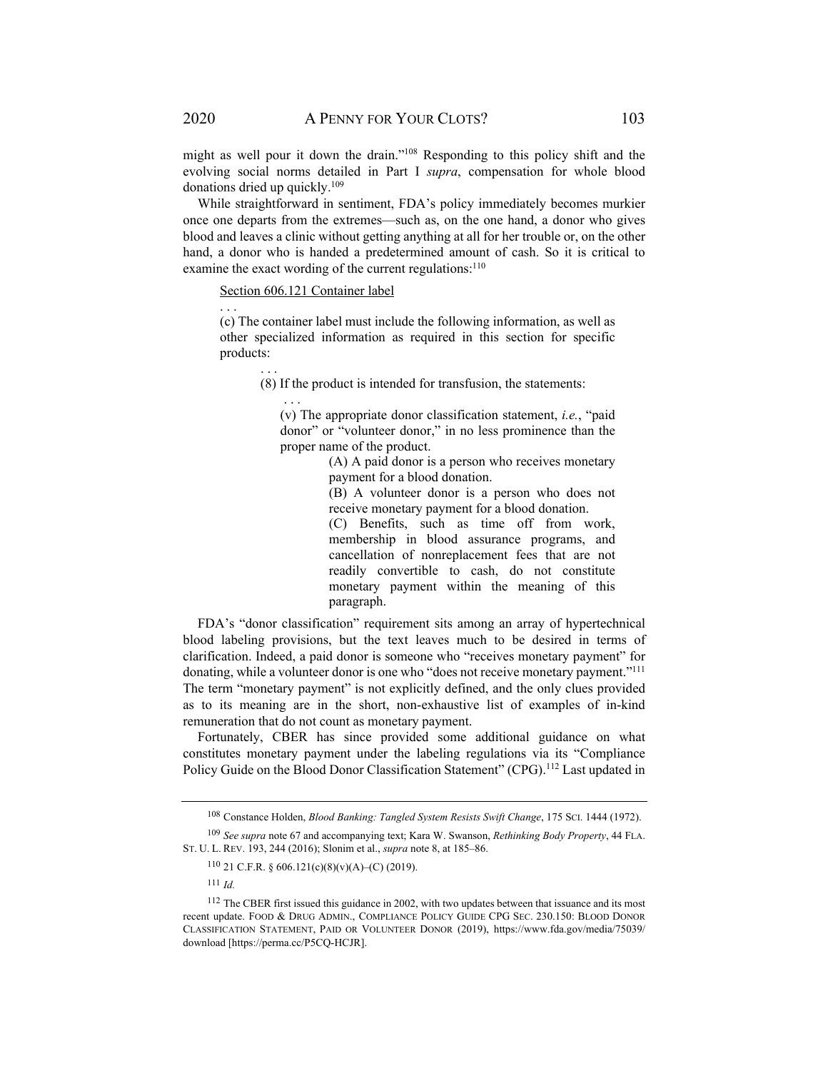might as well pour it down the drain."[108] Responding to this policy shift and the evolving social norms detailed in Part I *supra*, compensation for whole blood donations dried up quickly.[109]

While straightforward in sentiment, FDA's policy immediately becomes murkier once one departs from the extremes—such as, on the one hand, a donor who gives blood and leaves a clinic without getting anything at all for her trouble or, on the other hand, a donor who is handed a predetermined amount of cash. So it is critical to examine the exact wording of the current regulations:[110]

> <u>Section 606.121 Container label</u>
>
> . . .
>
> (c) The container label must include the following information, as well as other specialized information as required in this section for specific products:
>
> > . . .
> >
> > (8) If the product is intended for transfusion, the statements:
> >
> > > . . .
> > >
> > > (v) The appropriate donor classification statement, *i.e.*, "paid donor" or "volunteer donor," in no less prominence than the proper name of the product.
> > >
> > > > (A) A paid donor is a person who receives monetary payment for a blood donation.
> > > >
> > > > (B) A volunteer donor is a person who does not receive monetary payment for a blood donation.
> > > >
> > > > (C) Benefits, such as time off from work, membership in blood assurance programs, and cancellation of nonreplacement fees that are not readily convertible to cash, do not constitute monetary payment within the meaning of this paragraph.

FDA's "donor classification" requirement sits among an array of hypertechnical blood labeling provisions, but the text leaves much to be desired in terms of clarification. Indeed, a paid donor is someone who "receives monetary payment" for donating, while a volunteer donor is one who "does not receive monetary payment."[111] The term "monetary payment" is not explicitly defined, and the only clues provided as to its meaning are in the short, non-exhaustive list of examples of in-kind remuneration that do not count as monetary payment.

Fortunately, CBER has since provided some additional guidance on what constitutes monetary payment under the labeling regulations via its "Compliance Policy Guide on the Blood Donor Classification Statement" (CPG).[112] Last updated in

---

[108] Constance Holden, *Blood Banking: Tangled System Resists Swift Change*, 175 SCI. 1444 (1972).

[109] *See supra* note 67 and accompanying text; Kara W. Swanson, *Rethinking Body Property*, 44 FLA. ST. U. L. REV. 193, 244 (2016); Slonim et al., *supra* note 8, at 185–86.

[110] 21 C.F.R. § 606.121(c)(8)(v)(A)–(C) (2019).

[111] *Id.*

[112] The CBER first issued this guidance in 2002, with two updates between that issuance and its most recent update. FOOD & DRUG ADMIN., COMPLIANCE POLICY GUIDE CPG SEC. 230.150: BLOOD DONOR CLASSIFICATION STATEMENT, PAID OR VOLUNTEER DONOR (2019), https://www.fda.gov/media/75039/download [https://perma.cc/P5CQ-HCJR].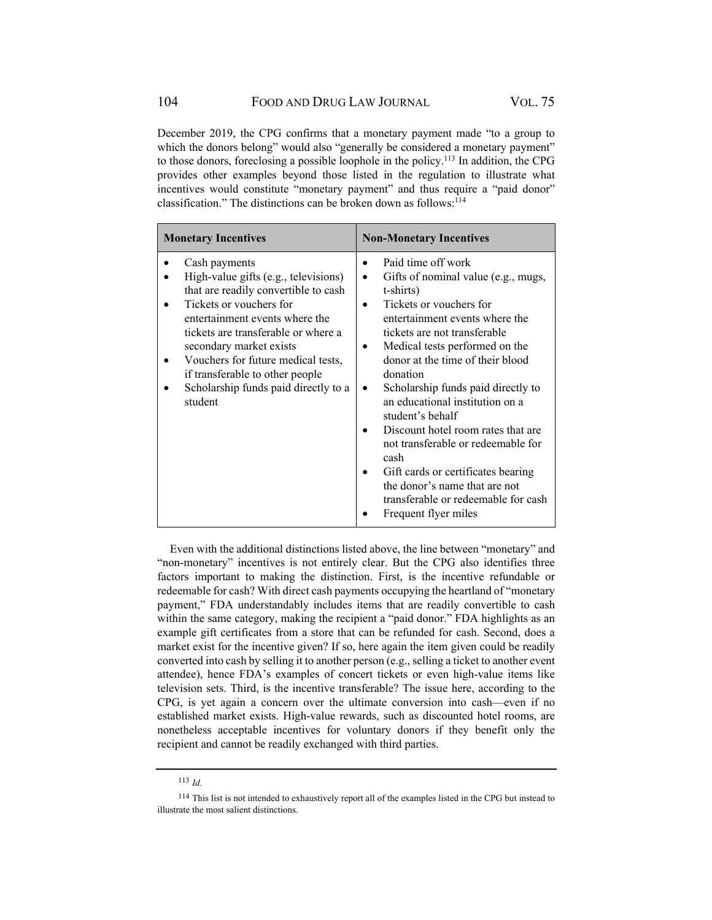December 2019, the CPG confirms that a monetary payment made "to a group to which the donors belong" would also "generally be considered a monetary payment" to those donors, foreclosing a possible loophole in the policy.[113] In addition, the CPG provides other examples beyond those listed in the regulation to illustrate what incentives would constitute "monetary payment" and thus require a "paid donor" classification." The distinctions can be broken down as follows:[114]

| Monetary Incentives | Non-Monetary Incentives |
|---|---|
| • Cash payments<br>• High-value gifts (e.g., televisions) that are readily convertible to cash<br>• Tickets or vouchers for entertainment events where the tickets are transferable or where a secondary market exists<br>• Vouchers for future medical tests, if transferable to other people<br>• Scholarship funds paid directly to a student | • Paid time off work<br>• Gifts of nominal value (e.g., mugs, t-shirts)<br>• Tickets or vouchers for entertainment events where the tickets are not transferable<br>• Medical tests performed on the donor at the time of their blood donation<br>• Scholarship funds paid directly to an educational institution on a student's behalf<br>• Discount hotel room rates that are not transferable or redeemable for cash<br>• Gift cards or certificates bearing the donor's name that are not transferable or redeemable for cash<br>• Frequent flyer miles |

Even with the additional distinctions listed above, the line between "monetary" and "non-monetary" incentives is not entirely clear. But the CPG also identifies three factors important to making the distinction. First, is the incentive refundable or redeemable for cash? With direct cash payments occupying the heartland of "monetary payment," FDA understandably includes items that are readily convertible to cash within the same category, making the recipient a "paid donor." FDA highlights as an example gift certificates from a store that can be refunded for cash. Second, does a market exist for the incentive given? If so, here again the item given could be readily converted into cash by selling it to another person (e.g., selling a ticket to another event attendee), hence FDA's examples of concert tickets or even high-value items like television sets. Third, is the incentive transferable? The issue here, according to the CPG, is yet again a concern over the ultimate conversion into cash—even if no established market exists. High-value rewards, such as discounted hotel rooms, are nonetheless acceptable incentives for voluntary donors if they benefit only the recipient and cannot be readily exchanged with third parties.

---

[113] *Id.*

[114] This list is not intended to exhaustively report all of the examples listed in the CPG but instead to illustrate the most salient distinctions.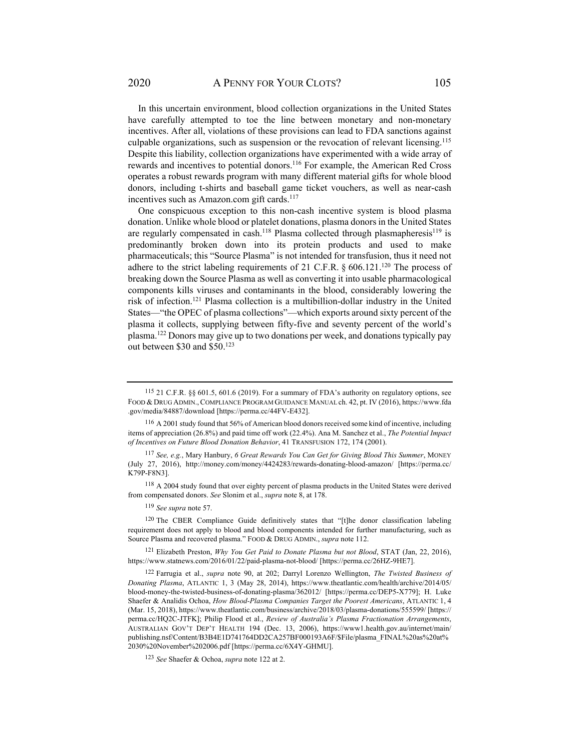In this uncertain environment, blood collection organizations in the United States have carefully attempted to toe the line between monetary and non-monetary incentives. After all, violations of these provisions can lead to FDA sanctions against culpable organizations, such as suspension or the revocation of relevant licensing.[115] Despite this liability, collection organizations have experimented with a wide array of rewards and incentives to potential donors.[116] For example, the American Red Cross operates a robust rewards program with many different material gifts for whole blood donors, including t-shirts and baseball game ticket vouchers, as well as near-cash incentives such as Amazon.com gift cards.[117]

One conspicuous exception to this non-cash incentive system is blood plasma donation. Unlike whole blood or platelet donations, plasma donors in the United States are regularly compensated in cash.[118] Plasma collected through plasmapheresis[119] is predominantly broken down into its protein products and used to make pharmaceuticals; this "Source Plasma" is not intended for transfusion, thus it need not adhere to the strict labeling requirements of 21 C.F.R. § 606.121.[120] The process of breaking down the Source Plasma as well as converting it into usable pharmacological components kills viruses and contaminants in the blood, considerably lowering the risk of infection.[121] Plasma collection is a multibillion-dollar industry in the United States—"the OPEC of plasma collections"—which exports around sixty percent of the plasma it collects, supplying between fifty-five and seventy percent of the world's plasma.[122] Donors may give up to two donations per week, and donations typically pay out between $30 and $50.[123]

---

115 21 C.F.R. §§ 601.5, 601.6 (2019). For a summary of FDA's authority on regulatory options, see FOOD & DRUG ADMIN., COMPLIANCE PROGRAM GUIDANCE MANUAL ch. 42, pt. IV (2016), https://www.fda.gov/media/84887/download [https://perma.cc/44FV-E432].

116 A 2001 study found that 56% of American blood donors received some kind of incentive, including items of appreciation (26.8%) and paid time off work (22.4%). Ana M. Sanchez et al., *The Potential Impact of Incentives on Future Blood Donation Behavior*, 41 TRANSFUSION 172, 174 (2001).

117 *See, e.g.*, Mary Hanbury, *6 Great Rewards You Can Get for Giving Blood This Summer*, MONEY (July 27, 2016), http://money.com/money/4424283/rewards-donating-blood-amazon/ [https://perma.cc/K79P-F8N3].

118 A 2004 study found that over eighty percent of plasma products in the United States were derived from compensated donors. *See* Slonim et al., *supra* note 8, at 178.

119 *See supra* note 57.

120 The CBER Compliance Guide definitively states that "[t]he donor classification labeling requirement does not apply to blood and blood components intended for further manufacturing, such as Source Plasma and recovered plasma." FOOD & DRUG ADMIN., *supra* note 112.

121 Elizabeth Preston, *Why You Get Paid to Donate Plasma but not Blood*, STAT (Jan, 22, 2016), https://www.statnews.com/2016/01/22/paid-plasma-not-blood/ [https://perma.cc/26HZ-9HE7].

122 Farrugia et al., *supra* note 90, at 202; Darryl Lorenzo Wellington, *The Twisted Business of Donating Plasma*, ATLANTIC 1, 3 (May 28, 2014), https://www.theatlantic.com/health/archive/2014/05/blood-money-the-twisted-business-of-donating-plasma/362012/ [https://perma.cc/DEP5-X779]; H. Luke Shaefer & Analidis Ochoa, *How Blood-Plasma Companies Target the Poorest Americans*, ATLANTIC 1, 4 (Mar. 15, 2018), https://www.theatlantic.com/business/archive/2018/03/plasma-donations/555599/ [https://perma.cc/HQ2C-JTFK]; Philip Flood et al., *Review of Australia's Plasma Fractionation Arrangements*, AUSTRALIAN GOV'T DEP'T HEALTH 194 (Dec. 13, 2006), https://www1.health.gov.au/internet/main/publishing.nsf/Content/B3B4E1D741764DD2CA257BF000193A6F/$File/plasma_FINAL%20as%20at%2030%20November%202006.pdf [https://perma.cc/6X4Y-GHMU].

123 *See* Shaefer & Ochoa, *supra* note 122 at 2.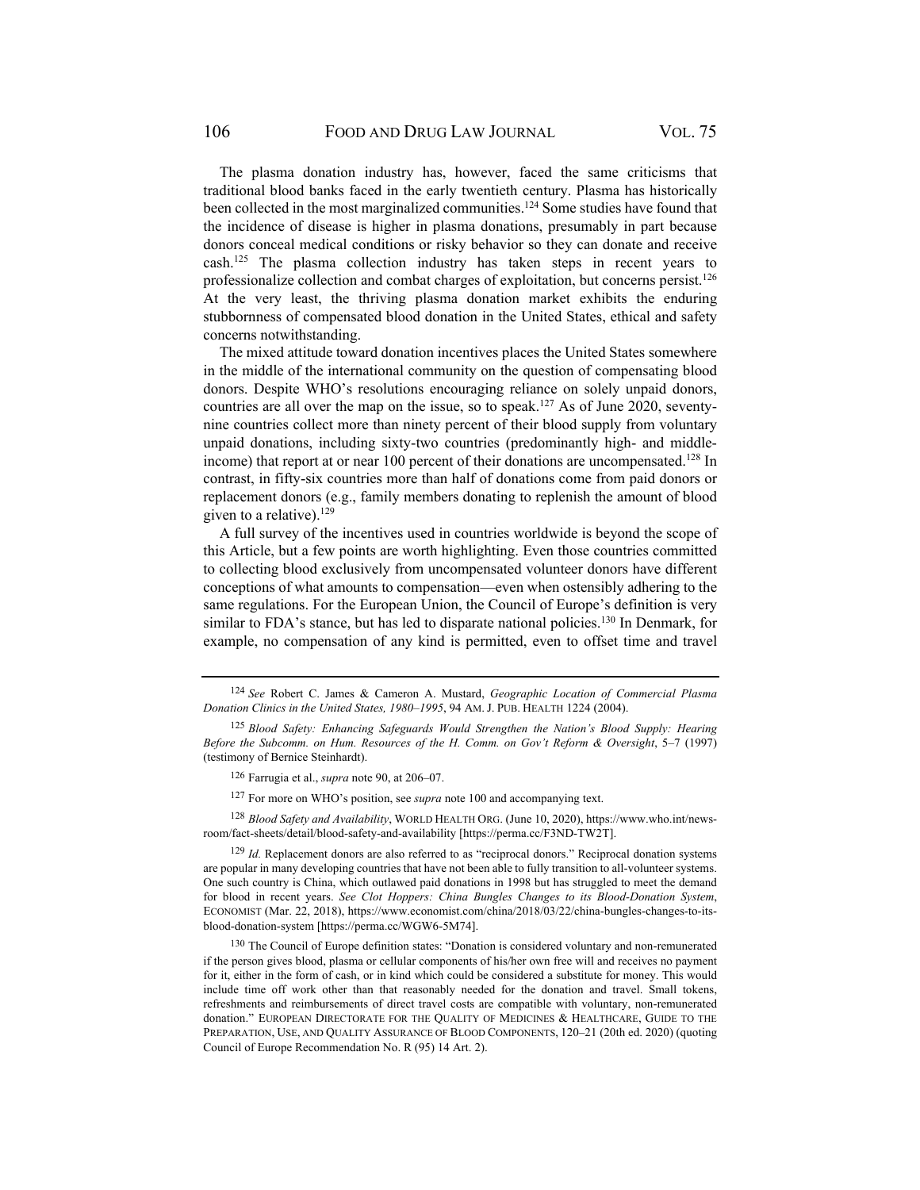The plasma donation industry has, however, faced the same criticisms that traditional blood banks faced in the early twentieth century. Plasma has historically been collected in the most marginalized communities.[124] Some studies have found that the incidence of disease is higher in plasma donations, presumably in part because donors conceal medical conditions or risky behavior so they can donate and receive cash.[125] The plasma collection industry has taken steps in recent years to professionalize collection and combat charges of exploitation, but concerns persist.[126] At the very least, the thriving plasma donation market exhibits the enduring stubbornness of compensated blood donation in the United States, ethical and safety concerns notwithstanding.

The mixed attitude toward donation incentives places the United States somewhere in the middle of the international community on the question of compensating blood donors. Despite WHO's resolutions encouraging reliance on solely unpaid donors, countries are all over the map on the issue, so to speak.[127] As of June 2020, seventy-nine countries collect more than ninety percent of their blood supply from voluntary unpaid donations, including sixty-two countries (predominantly high- and middle-income) that report at or near 100 percent of their donations are uncompensated.[128] In contrast, in fifty-six countries more than half of donations come from paid donors or replacement donors (e.g., family members donating to replenish the amount of blood given to a relative).[129]

A full survey of the incentives used in countries worldwide is beyond the scope of this Article, but a few points are worth highlighting. Even those countries committed to collecting blood exclusively from uncompensated volunteer donors have different conceptions of what amounts to compensation—even when ostensibly adhering to the same regulations. For the European Union, the Council of Europe's definition is very similar to FDA's stance, but has led to disparate national policies.[130] In Denmark, for example, no compensation of any kind is permitted, even to offset time and travel

---

124 *See* Robert C. James & Cameron A. Mustard, *Geographic Location of Commercial Plasma Donation Clinics in the United States, 1980–1995*, 94 AM. J. PUB. HEALTH 1224 (2004).

125 *Blood Safety: Enhancing Safeguards Would Strengthen the Nation's Blood Supply: Hearing Before the Subcomm. on Hum. Resources of the H. Comm. on Gov't Reform & Oversight*, 5–7 (1997) (testimony of Bernice Steinhardt).

126 Farrugia et al., *supra* note 90, at 206–07.

127 For more on WHO's position, see *supra* note 100 and accompanying text.

128 *Blood Safety and Availability*, WORLD HEALTH ORG. (June 10, 2020), https://www.who.int/news-room/fact-sheets/detail/blood-safety-and-availability [https://perma.cc/F3ND-TW2T].

129 *Id.* Replacement donors are also referred to as "reciprocal donors." Reciprocal donation systems are popular in many developing countries that have not been able to fully transition to all-volunteer systems. One such country is China, which outlawed paid donations in 1998 but has struggled to meet the demand for blood in recent years. *See Clot Hoppers: China Bungles Changes to its Blood-Donation System*, ECONOMIST (Mar. 22, 2018), https://economist.com/china/2018/03/22/china-bungles-changes-to-its-blood-donation-system [https://perma.cc/WGW6-5M74].

130 The Council of Europe definition states: "Donation is considered voluntary and non-remunerated if the person gives blood, plasma or cellular components of his/her own free will and receives no payment for it, either in the form of cash, or in kind which could be considered a substitute for money. This would include time off work other than that reasonably needed for the donation and travel. Small tokens, refreshments and reimbursements of direct travel costs are compatible with voluntary, non-remunerated donation." EUROPEAN DIRECTORATE FOR THE QUALITY OF MEDICINES & HEALTHCARE, GUIDE TO THE PREPARATION, USE, AND QUALITY ASSURANCE OF BLOOD COMPONENTS, 120–21 (20th ed. 2020) (quoting Council of Europe Recommendation No. R (95) 14 Art. 2).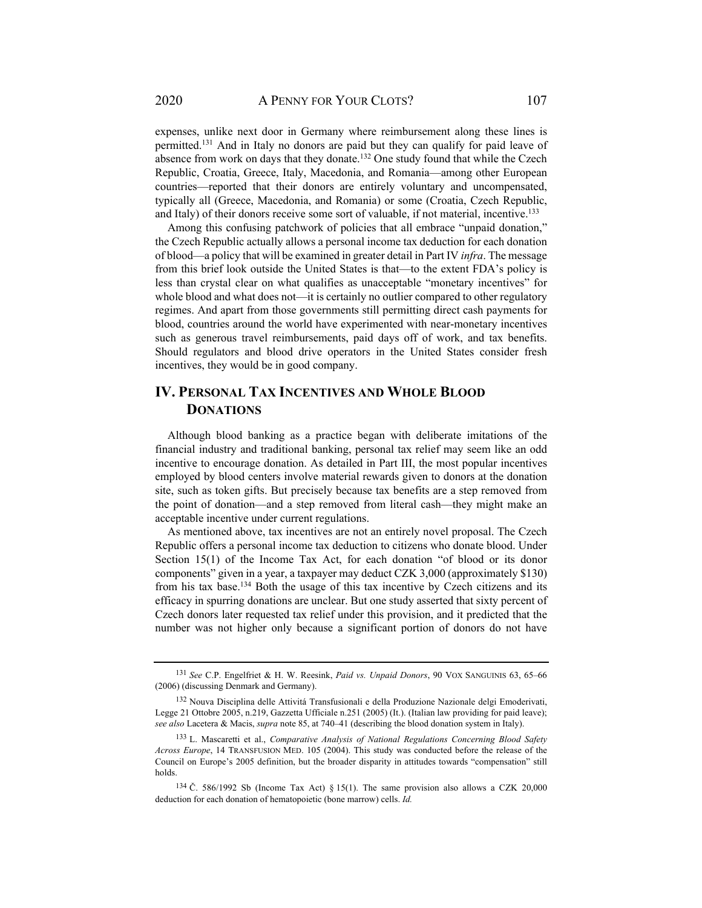expenses, unlike next door in Germany where reimbursement along these lines is permitted.[131] And in Italy no donors are paid but they can qualify for paid leave of absence from work on days that they donate.[132] One study found that while the Czech Republic, Croatia, Greece, Italy, Macedonia, and Romania—among other European countries—reported that their donors are entirely voluntary and uncompensated, typically all (Greece, Macedonia, and Romania) or some (Croatia, Czech Republic, and Italy) of their donors receive some sort of valuable, if not material, incentive.[133]

Among this confusing patchwork of policies that all embrace "unpaid donation," the Czech Republic actually allows a personal income tax deduction for each donation of blood—a policy that will be examined in greater detail in Part IV *infra*. The message from this brief look outside the United States is that—to the extent FDA's policy is less than crystal clear on what qualifies as unacceptable "monetary incentives" for whole blood and what does not—it is certainly no outlier compared to other regulatory regimes. And apart from those governments still permitting direct cash payments for blood, countries around the world have experimented with near-monetary incentives such as generous travel reimbursements, paid days off of work, and tax benefits. Should regulators and blood drive operators in the United States consider fresh incentives, they would be in good company.

## IV. Personal Tax Incentives and Whole Blood Donations

Although blood banking as a practice began with deliberate imitations of the financial industry and traditional banking, personal tax relief may seem like an odd incentive to encourage donation. As detailed in Part III, the most popular incentives employed by blood centers involve material rewards given to donors at the donation site, such as token gifts. But precisely because tax benefits are a step removed from the point of donation—and a step removed from literal cash—they might make an acceptable incentive under current regulations.

As mentioned above, tax incentives are not an entirely novel proposal. The Czech Republic offers a personal income tax deduction to citizens who donate blood. Under Section 15(1) of the Income Tax Act, for each donation "of blood or its donor components" given in a year, a taxpayer may deduct CZK 3,000 (approximately $130) from his tax base.[134] Both the usage of this tax incentive by Czech citizens and its efficacy in spurring donations are unclear. But one study asserted that sixty percent of Czech donors later requested tax relief under this provision, and it predicted that the number was not higher only because a significant portion of donors do not have

---

[131] *See* C.P. Engelfriet & H. W. Reesink, *Paid vs. Unpaid Donors*, 90 Vox Sanguinis 63, 65–66 (2006) (discussing Denmark and Germany).

[132] Nouva Disciplina delle Attivitá Transfusionali e della Produzione Nazionale delgi Emoderivati, Legge 21 Ottobre 2005, n.219, Gazzetta Ufficiale n.251 (2005) (It.). (Italian law providing for paid leave); *see also* Lacetera & Macis, *supra* note 85, at 740–41 (describing the blood donation system in Italy).

[133] L. Mascaretti et al., *Comparative Analysis of National Regulations Concerning Blood Safety Across Europe*, 14 Transfusion Med. 105 (2004). This study was conducted before the release of the Council on Europe's 2005 definition, but the broader disparity in attitudes towards "compensation" still holds.

[134] Č. 586/1992 Sb (Income Tax Act) § 15(1). The same provision also allows a CZK 20,000 deduction for each donation of hematopoietic (bone marrow) cells. *Id.*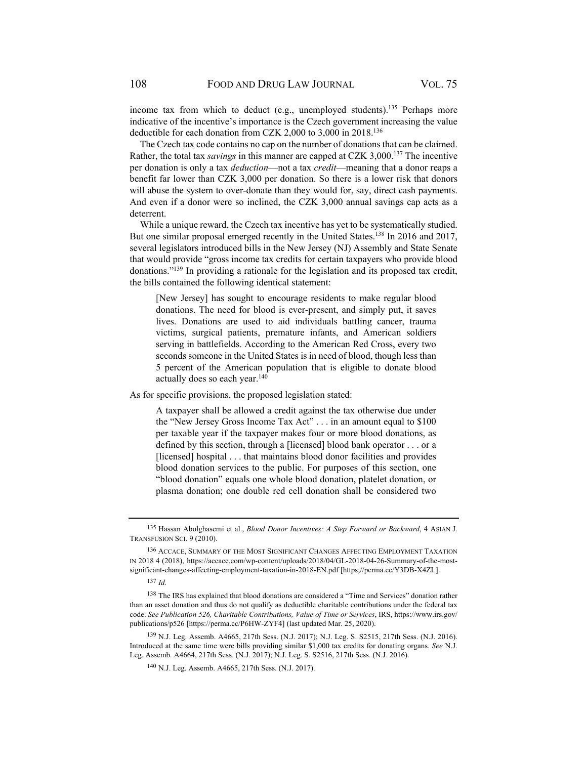income tax from which to deduct (e.g., unemployed students).[135] Perhaps more indicative of the incentive's importance is the Czech government increasing the value deductible for each donation from CZK 2,000 to 3,000 in 2018.[136]

The Czech tax code contains no cap on the number of donations that can be claimed. Rather, the total tax *savings* in this manner are capped at CZK 3,000.[137] The incentive per donation is only a tax *deduction*—not a tax *credit*—meaning that a donor reaps a benefit far lower than CZK 3,000 per donation. So there is a lower risk that donors will abuse the system to over-donate than they would for, say, direct cash payments. And even if a donor were so inclined, the CZK 3,000 annual savings cap acts as a deterrent.

While a unique reward, the Czech tax incentive has yet to be systematically studied. But one similar proposal emerged recently in the United States.[138] In 2016 and 2017, several legislators introduced bills in the New Jersey (NJ) Assembly and State Senate that would provide "gross income tax credits for certain taxpayers who provide blood donations."[139] In providing a rationale for the legislation and its proposed tax credit, the bills contained the following identical statement:

> [New Jersey] has sought to encourage residents to make regular blood donations. The need for blood is ever-present, and simply put, it saves lives. Donations are used to aid individuals battling cancer, trauma victims, surgical patients, premature infants, and American soldiers serving in battlefields. According to the American Red Cross, every two seconds someone in the United States is in need of blood, though less than 5 percent of the American population that is eligible to donate blood actually does so each year.[140]

As for specific provisions, the proposed legislation stated:

> A taxpayer shall be allowed a credit against the tax otherwise due under the "New Jersey Gross Income Tax Act" . . . in an amount equal to $100 per taxable year if the taxpayer makes four or more blood donations, as defined by this section, through a [licensed] blood bank operator . . . or a [licensed] hospital . . . that maintains blood donor facilities and provides blood donation services to the public. For purposes of this section, one "blood donation" equals one whole blood donation, platelet donation, or plasma donation; one double red cell donation shall be considered two

---

135 Hassan Abolghasemi et al., *Blood Donor Incentives: A Step Forward or Backward*, 4 ASIAN J. TRANSFUSION SCI. 9 (2010).

136 ACCACE, SUMMARY OF THE MOST SIGNIFICANT CHANGES AFFECTING EMPLOYMENT TAXATION IN 2018 4 (2018), https://accace.com/wp-content/uploads/2018/04/GL-2018-04-26-Summary-of-the-most-significant-changes-affecting-employment-taxation-in-2018-EN.pdf [https;//perma.cc/Y3DB-X4ZL].

137 *Id.*

138 The IRS has explained that blood donations are considered a "Time and Services" donation rather than an asset donation and thus do not qualify as deductible charitable contributions under the federal tax code. *See Publication 526, Charitable Contributions, Value of Time or Services*, IRS, https://www.irs.gov/publications/p526 [https://perma.cc/P6HW-ZYF4] (last updated Mar. 25, 2020).

139 N.J. Leg. Assemb. A4665, 217th Sess. (N.J. 2017); N.J. Leg. S. S2515, 217th Sess. (N.J. 2016). Introduced at the same time were bills providing similar $1,000 tax credits for donating organs. *See* N.J. Leg. Assemb. A4664, 217th Sess. (N.J. 2017); N.J. Leg. S. S2516, 217th Sess. (N.J. 2016).

140 N.J. Leg. Assemb. A4665, 217th Sess. (N.J. 2017).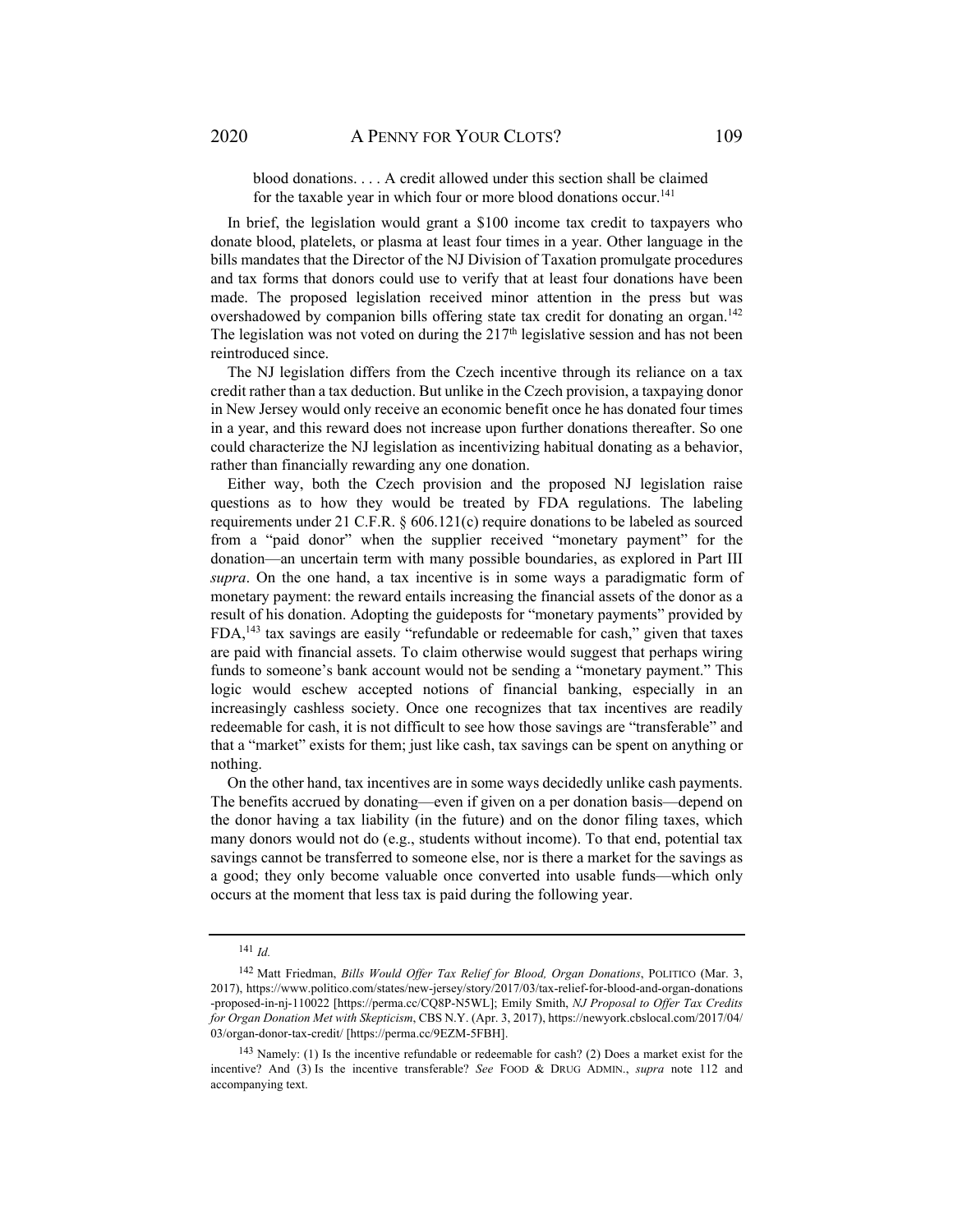> blood donations. . . . A credit allowed under this section shall be claimed for the taxable year in which four or more blood donations occur.[141]

In brief, the legislation would grant a $100 income tax credit to taxpayers who donate blood, platelets, or plasma at least four times in a year. Other language in the bills mandates that the Director of the NJ Division of Taxation promulgate procedures and tax forms that donors could use to verify that at least four donations have been made. The proposed legislation received minor attention in the press but was overshadowed by companion bills offering state tax credit for donating an organ.[142] The legislation was not voted on during the 217th legislative session and has not been reintroduced since.

The NJ legislation differs from the Czech incentive through its reliance on a tax credit rather than a tax deduction. But unlike in the Czech provision, a taxpaying donor in New Jersey would only receive an economic benefit once he has donated four times in a year, and this reward does not increase upon further donations thereafter. So one could characterize the NJ legislation as incentivizing habitual donating as a behavior, rather than financially rewarding any one donation.

Either way, both the Czech provision and the proposed NJ legislation raise questions as to how they would be treated by FDA regulations. The labeling requirements under 21 C.F.R. § 606.121(c) require donations to be labeled as sourced from a "paid donor" when the supplier received "monetary payment" for the donation—an uncertain term with many possible boundaries, as explored in Part III *supra*. On the one hand, a tax incentive is in some ways a paradigmatic form of monetary payment: the reward entails increasing the financial assets of the donor as a result of his donation. Adopting the guideposts for "monetary payments" provided by FDA,[143] tax savings are easily "refundable or redeemable for cash," given that taxes are paid with financial assets. To claim otherwise would suggest that perhaps wiring funds to someone's bank account would not be sending a "monetary payment." This logic would eschew accepted notions of financial banking, especially in an increasingly cashless society. Once one recognizes that tax incentives are readily redeemable for cash, it is not difficult to see how those savings are "transferable" and that a "market" exists for them; just like cash, tax savings can be spent on anything or nothing.

On the other hand, tax incentives are in some ways decidedly unlike cash payments. The benefits accrued by donating—even if given on a per donation basis—depend on the donor having a tax liability (in the future) and on the donor filing taxes, which many donors would not do (e.g., students without income). To that end, potential tax savings cannot be transferred to someone else, nor is there a market for the savings as a good; they only become valuable once converted into usable funds—which only occurs at the moment that less tax is paid during the following year.

---

[141] *Id.*

[142] Matt Friedman, *Bills Would Offer Tax Relief for Blood, Organ Donations*, POLITICO (Mar. 3, 2017), https://www.politico.com/states/new-jersey/story/2017/03/tax-relief-for-blood-and-organ-donations-proposed-in-nj-110022 [https://perma.cc/CQ8P-N5WL]; Emily Smith, *NJ Proposal to Offer Tax Credits for Organ Donation Met with Skepticism*, CBS N.Y. (Apr. 3, 2017), https://newyork.cbslocal.com/2017/04/03/organ-donor-tax-credit/ [https://perma.cc/9EZM-5FBH].

[143] Namely: (1) Is the incentive refundable or redeemable for cash? (2) Does a market exist for the incentive? And (3) Is the incentive transferable? *See* FOOD & DRUG ADMIN., *supra* note 112 and accompanying text.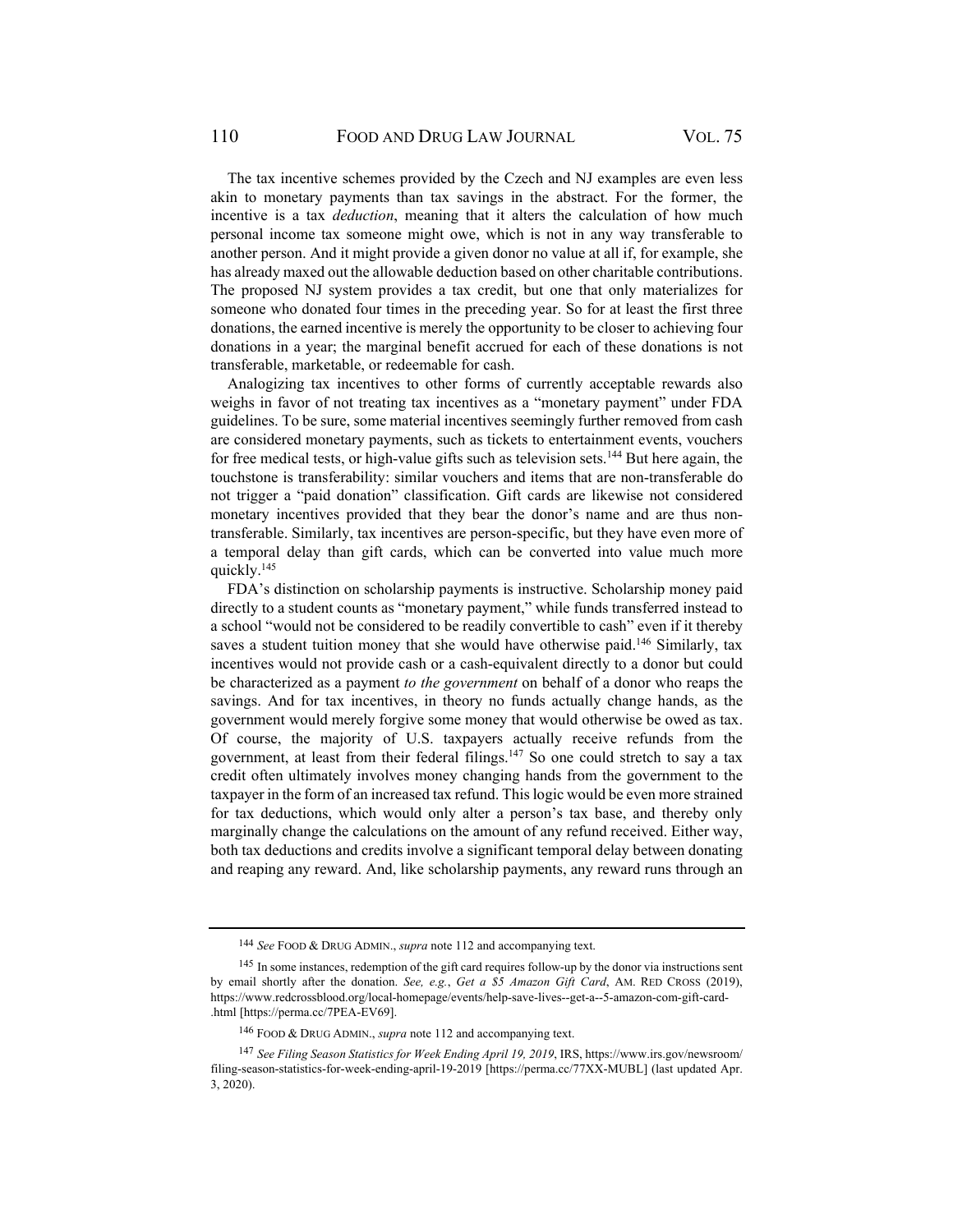The tax incentive schemes provided by the Czech and NJ examples are even less akin to monetary payments than tax savings in the abstract. For the former, the incentive is a tax *deduction*, meaning that it alters the calculation of how much personal income tax someone might owe, which is not in any way transferable to another person. And it might provide a given donor no value at all if, for example, she has already maxed out the allowable deduction based on other charitable contributions. The proposed NJ system provides a tax credit, but one that only materializes for someone who donated four times in the preceding year. So for at least the first three donations, the earned incentive is merely the opportunity to be closer to achieving four donations in a year; the marginal benefit accrued for each of these donations is not transferable, marketable, or redeemable for cash.

Analogizing tax incentives to other forms of currently acceptable rewards also weighs in favor of not treating tax incentives as a "monetary payment" under FDA guidelines. To be sure, some material incentives seemingly further removed from cash are considered monetary payments, such as tickets to entertainment events, vouchers for free medical tests, or high-value gifts such as television sets.[144] But here again, the touchstone is transferability: similar vouchers and items that are non-transferable do not trigger a "paid donation" classification. Gift cards are likewise not considered monetary incentives provided that they bear the donor's name and are thus non-transferable. Similarly, tax incentives are person-specific, but they have even more of a temporal delay than gift cards, which can be converted into value much more quickly.[145]

FDA's distinction on scholarship payments is instructive. Scholarship money paid directly to a student counts as "monetary payment," while funds transferred instead to a school "would not be considered to be readily convertible to cash" even if it thereby saves a student tuition money that she would have otherwise paid.[146] Similarly, tax incentives would not provide cash or a cash-equivalent directly to a donor but could be characterized as a payment *to the government* on behalf of a donor who reaps the savings. And for tax incentives, in theory no funds actually change hands, as the government would merely forgive some money that would otherwise be owed as tax. Of course, the majority of U.S. taxpayers actually receive refunds from the government, at least from their federal filings.[147] So one could stretch to say a tax credit often ultimately involves money changing hands from the government to the taxpayer in the form of an increased tax refund. This logic would be even more strained for tax deductions, which would only alter a person's tax base, and thereby only marginally change the calculations on the amount of any refund received. Either way, both tax deductions and credits involve a significant temporal delay between donating and reaping any reward. And, like scholarship payments, any reward runs through an

---

[144] *See* FOOD & DRUG ADMIN., *supra* note 112 and accompanying text.

[145] In some instances, redemption of the gift card requires follow-up by the donor via instructions sent by email shortly after the donation. *See, e.g.*, *Get a $5 Amazon Gift Card*, AM. RED CROSS (2019), https://www.redcrossblood.org/local-homepage/events/help-save-lives--get-a--5-amazon-com-gift-card-.html [https://perma.cc/7PEA-EV69].

[146] FOOD & DRUG ADMIN., *supra* note 112 and accompanying text.

[147] *See Filing Season Statistics for Week Ending April 19, 2019*, IRS, https://www.irs.gov/newsroom/filing-season-statistics-for-week-ending-april-19-2019 [https://perma.cc/77XX-MUBL] (last updated Apr. 3, 2020).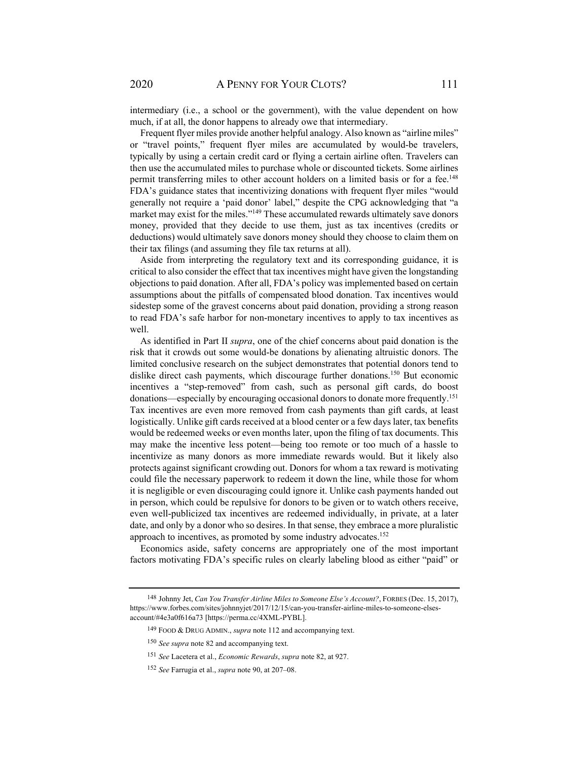intermediary (i.e., a school or the government), with the value dependent on how much, if at all, the donor happens to already owe that intermediary.

Frequent flyer miles provide another helpful analogy. Also known as "airline miles" or "travel points," frequent flyer miles are accumulated by would-be travelers, typically by using a certain credit card or flying a certain airline often. Travelers can then use the accumulated miles to purchase whole or discounted tickets. Some airlines permit transferring miles to other account holders on a limited basis or for a fee.[148] FDA's guidance states that incentivizing donations with frequent flyer miles "would generally not require a 'paid donor' label," despite the CPG acknowledging that "a market may exist for the miles."[149] These accumulated rewards ultimately save donors money, provided that they decide to use them, just as tax incentives (credits or deductions) would ultimately save donors money should they choose to claim them on their tax filings (and assuming they file tax returns at all).

Aside from interpreting the regulatory text and its corresponding guidance, it is critical to also consider the effect that tax incentives might have given the longstanding objections to paid donation. After all, FDA's policy was implemented based on certain assumptions about the pitfalls of compensated blood donation. Tax incentives would sidestep some of the gravest concerns about paid donation, providing a strong reason to read FDA's safe harbor for non-monetary incentives to apply to tax incentives as well.

As identified in Part II *supra*, one of the chief concerns about paid donation is the risk that it crowds out some would-be donations by alienating altruistic donors. The limited conclusive research on the subject demonstrates that potential donors tend to dislike direct cash payments, which discourage further donations.[150] But economic incentives a "step-removed" from cash, such as personal gift cards, do boost donations—especially by encouraging occasional donors to donate more frequently.[151] Tax incentives are even more removed from cash payments than gift cards, at least logistically. Unlike gift cards received at a blood center or a few days later, tax benefits would be redeemed weeks or even months later, upon the filing of tax documents. This may make the incentive less potent—being too remote or too much of a hassle to incentivize as many donors as more immediate rewards would. But it likely also protects against significant crowding out. Donors for whom a tax reward is motivating could file the necessary paperwork to redeem it down the line, while those for whom it is negligible or even discouraging could ignore it. Unlike cash payments handed out in person, which could be repulsive for donors to be given or to watch others receive, even well-publicized tax incentives are redeemed individually, in private, at a later date, and only by a donor who so desires. In that sense, they embrace a more pluralistic approach to incentives, as promoted by some industry advocates.[152]

Economics aside, safety concerns are appropriately one of the most important factors motivating FDA's specific rules on clearly labeling blood as either "paid" or

---

148 Johnny Jet, *Can You Transfer Airline Miles to Someone Else's Account?*, FORBES (Dec. 15, 2017), https://www.forbes.com/sites/johnnyjet/2017/12/15/can-you-transfer-airline-miles-to-someone-elses-account/#4e3a0f616a73 [https://perma.cc/4XML-PYBL].

149 FOOD & DRUG ADMIN., *supra* note 112 and accompanying text.

150 *See supra* note 82 and accompanying text.

151 *See* Lacetera et al., *Economic Rewards*, *supra* note 82, at 927.

152 *See* Farrugia et al., *supra* note 90, at 207–08.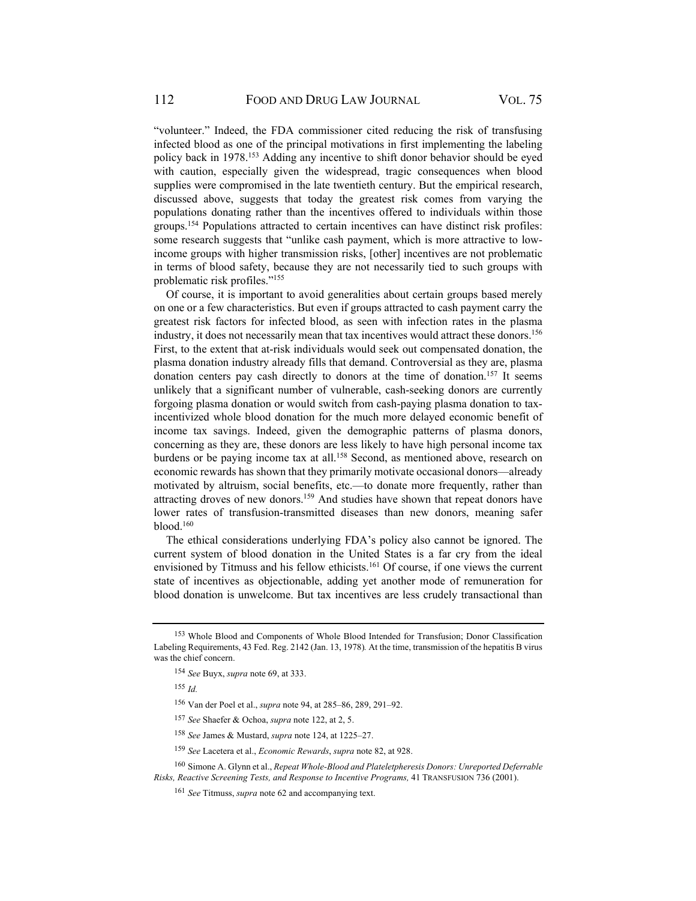"volunteer." Indeed, the FDA commissioner cited reducing the risk of transfusing infected blood as one of the principal motivations in first implementing the labeling policy back in 1978.[153] Adding any incentive to shift donor behavior should be eyed with caution, especially given the widespread, tragic consequences when blood supplies were compromised in the late twentieth century. But the empirical research, discussed above, suggests that today the greatest risk comes from varying the populations donating rather than the incentives offered to individuals within those groups.[154] Populations attracted to certain incentives can have distinct risk profiles: some research suggests that "unlike cash payment, which is more attractive to low-income groups with higher transmission risks, [other] incentives are not problematic in terms of blood safety, because they are not necessarily tied to such groups with problematic risk profiles."[155]

Of course, it is important to avoid generalities about certain groups based merely on one or a few characteristics. But even if groups attracted to cash payment carry the greatest risk factors for infected blood, as seen with infection rates in the plasma industry, it does not necessarily mean that tax incentives would attract these donors.[156] First, to the extent that at-risk individuals would seek out compensated donation, the plasma donation industry already fills that demand. Controversial as they are, plasma donation centers pay cash directly to donors at the time of donation.[157] It seems unlikely that a significant number of vulnerable, cash-seeking donors are currently forgoing plasma donation or would switch from cash-paying plasma donation to tax-incentivized whole blood donation for the much more delayed economic benefit of income tax savings. Indeed, given the demographic patterns of plasma donors, concerning as they are, these donors are less likely to have high personal income tax burdens or be paying income tax at all.[158] Second, as mentioned above, research on economic rewards has shown that they primarily motivate occasional donors—already motivated by altruism, social benefits, etc.—to donate more frequently, rather than attracting droves of new donors.[159] And studies have shown that repeat donors have lower rates of transfusion-transmitted diseases than new donors, meaning safer blood.[160]

The ethical considerations underlying FDA's policy also cannot be ignored. The current system of blood donation in the United States is a far cry from the ideal envisioned by Titmuss and his fellow ethicists.[161] Of course, if one views the current state of incentives as objectionable, adding yet another mode of remuneration for blood donation is unwelcome. But tax incentives are less crudely transactional than

---

[153] Whole Blood and Components of Whole Blood Intended for Transfusion; Donor Classification Labeling Requirements, 43 Fed. Reg. 2142 (Jan. 13, 1978). At the time, transmission of the hepatitis B virus was the chief concern.

[154] *See* Buyx, *supra* note 69, at 333.

[155] *Id.*

[156] Van der Poel et al., *supra* note 94, at 285–86, 289, 291–92.

[157] *See* Shaefer & Ochoa, *supra* note 122, at 2, 5.

[158] *See* James & Mustard, *supra* note 124, at 1225–27.

[159] *See* Lacetera et al., *Economic Rewards*, *supra* note 82, at 928.

[160] Simone A. Glynn et al., *Repeat Whole-Blood and Plateletpheresis Donors: Unreported Deferrable Risks, Reactive Screening Tests, and Response to Incentive Programs,* 41 TRANSFUSION 736 (2001).

[161] *See* Titmuss, *supra* note 62 and accompanying text.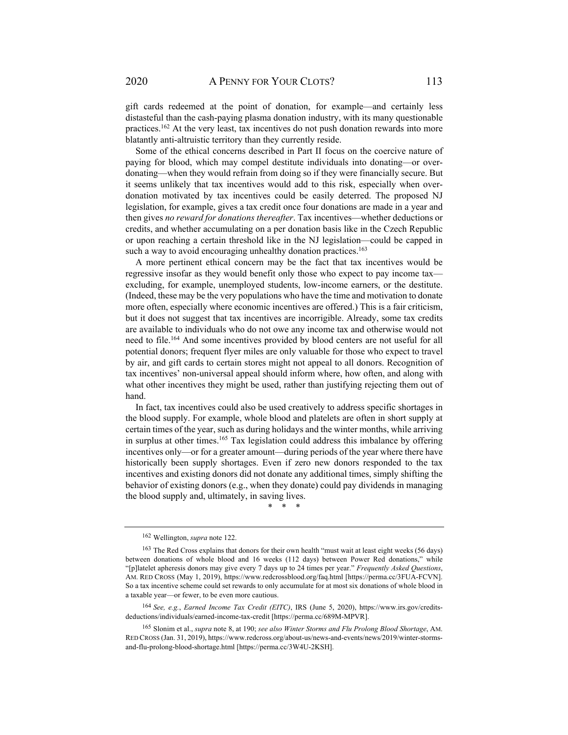gift cards redeemed at the point of donation, for example—and certainly less distasteful than the cash-paying plasma donation industry, with its many questionable practices.[162] At the very least, tax incentives do not push donation rewards into more blatantly anti-altruistic territory than they currently reside.

Some of the ethical concerns described in Part II focus on the coercive nature of paying for blood, which may compel destitute individuals into donating—or over-donating—when they would refrain from doing so if they were financially secure. But it seems unlikely that tax incentives would add to this risk, especially when over-donation motivated by tax incentives could be easily deterred. The proposed NJ legislation, for example, gives a tax credit once four donations are made in a year and then gives *no reward for donations thereafter*. Tax incentives—whether deductions or credits, and whether accumulating on a per donation basis like in the Czech Republic or upon reaching a certain threshold like in the NJ legislation—could be capped in such a way to avoid encouraging unhealthy donation practices.[163]

A more pertinent ethical concern may be the fact that tax incentives would be regressive insofar as they would benefit only those who expect to pay income tax—excluding, for example, unemployed students, low-income earners, or the destitute. (Indeed, these may be the very populations who have the time and motivation to donate more often, especially where economic incentives are offered.) This is a fair criticism, but it does not suggest that tax incentives are incorrigible. Already, some tax credits are available to individuals who do not owe any income tax and otherwise would not need to file.[164] And some incentives provided by blood centers are not useful for all potential donors; frequent flyer miles are only valuable for those who expect to travel by air, and gift cards to certain stores might not appeal to all donors. Recognition of tax incentives' non-universal appeal should inform where, how often, and along with what other incentives they might be used, rather than justifying rejecting them out of hand.

In fact, tax incentives could also be used creatively to address specific shortages in the blood supply. For example, whole blood and platelets are often in short supply at certain times of the year, such as during holidays and the winter months, while arriving in surplus at other times.[165] Tax legislation could address this imbalance by offering incentives only—or for a greater amount—during periods of the year where there have historically been supply shortages. Even if zero new donors responded to the tax incentives and existing donors did not donate any additional times, simply shifting the behavior of existing donors (e.g., when they donate) could pay dividends in managing the blood supply and, ultimately, in saving lives.

\* \* \*

---

[162] Wellington, *supra* note 122.

[163] The Red Cross explains that donors for their own health "must wait at least eight weeks (56 days) between donations of whole blood and 16 weeks (112 days) between Power Red donations," while "[p]latelet apheresis donors may give every 7 days up to 24 times per year." *Frequently Asked Questions*, AM. RED CROSS (May 1, 2019), https://www.redcrossblood.org/faq.html [https://perma.cc/3FUA-FCVN]. So a tax incentive scheme could set rewards to only accumulate for at most six donations of whole blood in a taxable year—or fewer, to be even more cautious.

[164] *See, e.g.*, *Earned Income Tax Credit (EITC)*, IRS (June 5, 2020), https://www.irs.gov/credits-deductions/individuals/earned-income-tax-credit [https://perma.cc/689M-MPVR].

[165] Slonim et al., *supra* note 8, at 190; *see also Winter Storms and Flu Prolong Blood Shortage*, AM. RED CROSS (Jan. 31, 2019), https://www.redcross.org/about-us/news-and-events/news/2019/winter-storms-and-flu-prolong-blood-shortage.html [https://perma.cc/3W4U-2KSH].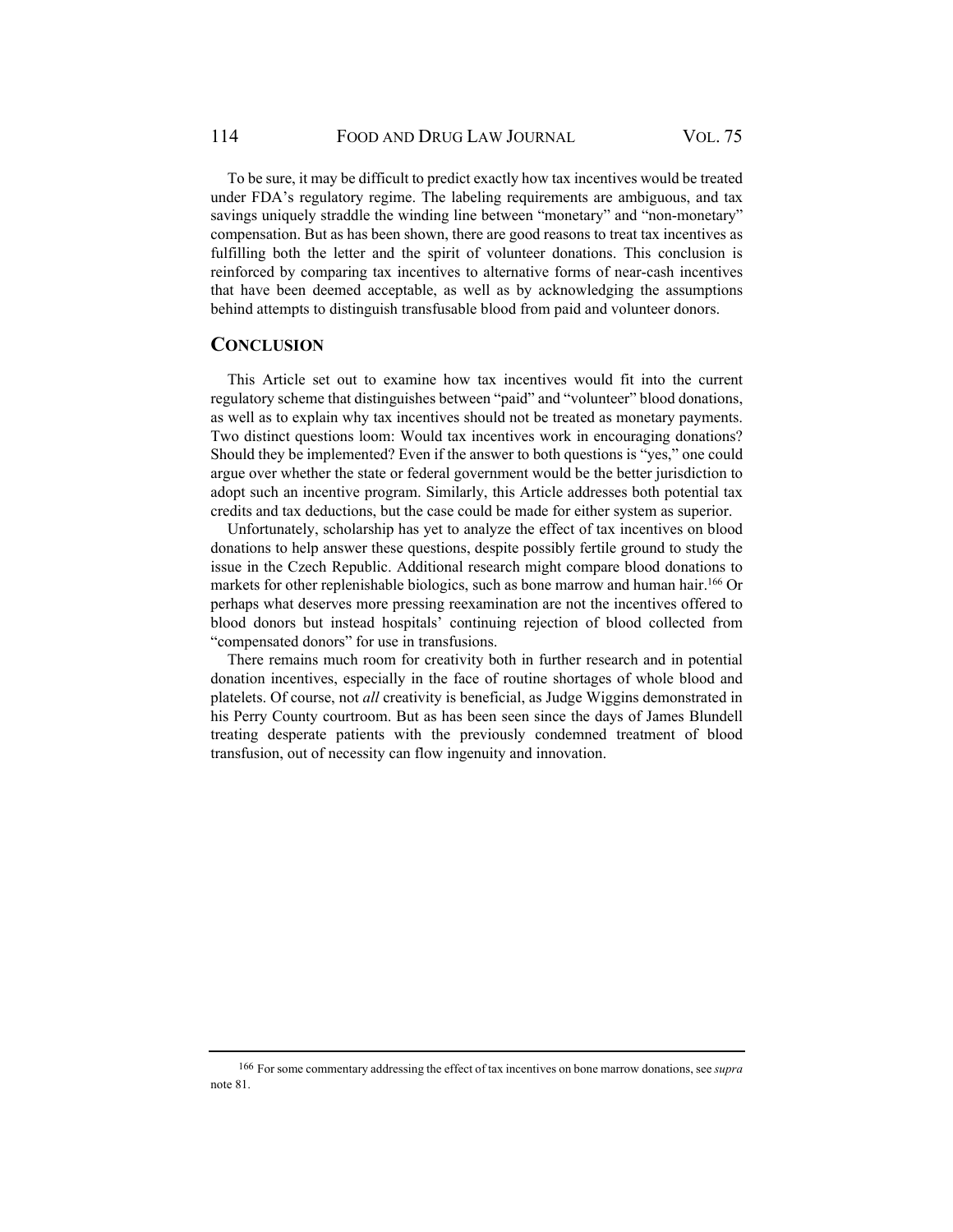To be sure, it may be difficult to predict exactly how tax incentives would be treated under FDA's regulatory regime. The labeling requirements are ambiguous, and tax savings uniquely straddle the winding line between "monetary" and "non-monetary" compensation. But as has been shown, there are good reasons to treat tax incentives as fulfilling both the letter and the spirit of volunteer donations. This conclusion is reinforced by comparing tax incentives to alternative forms of near-cash incentives that have been deemed acceptable, as well as by acknowledging the assumptions behind attempts to distinguish transfusable blood from paid and volunteer donors.

## CONCLUSION

This Article set out to examine how tax incentives would fit into the current regulatory scheme that distinguishes between "paid" and "volunteer" blood donations, as well as to explain why tax incentives should not be treated as monetary payments. Two distinct questions loom: Would tax incentives work in encouraging donations? Should they be implemented? Even if the answer to both questions is "yes," one could argue over whether the state or federal government would be the better jurisdiction to adopt such an incentive program. Similarly, this Article addresses both potential tax credits and tax deductions, but the case could be made for either system as superior.

Unfortunately, scholarship has yet to analyze the effect of tax incentives on blood donations to help answer these questions, despite possibly fertile ground to study the issue in the Czech Republic. Additional research might compare blood donations to markets for other replenishable biologics, such as bone marrow and human hair.[166] Or perhaps what deserves more pressing reexamination are not the incentives offered to blood donors but instead hospitals' continuing rejection of blood collected from "compensated donors" for use in transfusions.

There remains much room for creativity both in further research and in potential donation incentives, especially in the face of routine shortages of whole blood and platelets. Of course, not *all* creativity is beneficial, as Judge Wiggins demonstrated in his Perry County courtroom. But as has been seen since the days of James Blundell treating desperate patients with the previously condemned treatment of blood transfusion, out of necessity can flow ingenuity and innovation.

---

[166] For some commentary addressing the effect of tax incentives on bone marrow donations, see *supra* note 81.